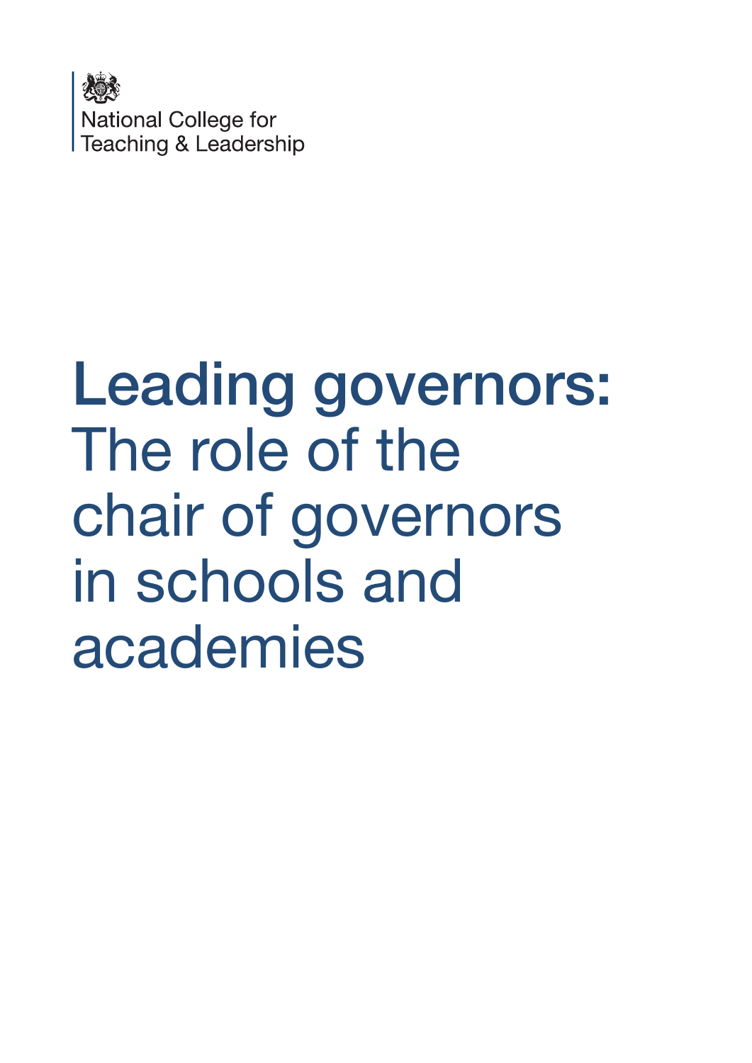National College for Teaching & Leadership

# Leading governors: The role of the chair of governors in schools and academies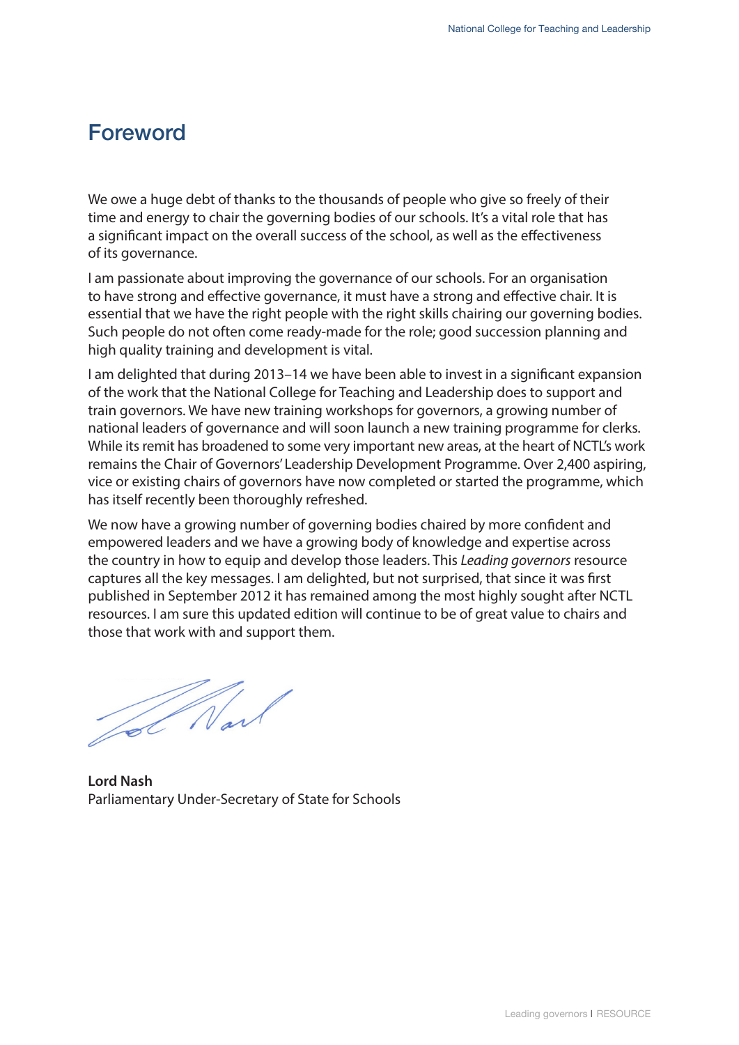# Foreword

We owe a huge debt of thanks to the thousands of people who give so freely of their time and energy to chair the governing bodies of our schools. It's a vital role that has a significant impact on the overall success of the school, as well as the effectiveness of its governance.

I am passionate about improving the governance of our schools. For an organisation to have strong and effective governance, it must have a strong and effective chair. It is essential that we have the right people with the right skills chairing our governing bodies. Such people do not often come ready-made for the role; good succession planning and high quality training and development is vital.

I am delighted that during 2013–14 we have been able to invest in a significant expansion of the work that the National College for Teaching and Leadership does to support and train governors. We have new training workshops for governors, a growing number of national leaders of governance and will soon launch a new training programme for clerks. While its remit has broadened to some very important new areas, at the heart of NCTL's work remains the Chair of Governors' Leadership Development Programme. Over 2,400 aspiring, vice or existing chairs of governors have now completed or started the programme, which has itself recently been thoroughly refreshed.

We now have a growing number of governing bodies chaired by more confident and empowered leaders and we have a growing body of knowledge and expertise across the country in how to equip and develop those leaders. This *Leading governors* resource captures all the key messages. I am delighted, but not surprised, that since it was first published in September 2012 it has remained among the most highly sought after NCTL resources. I am sure this updated edition will continue to be of great value to chairs and those that work with and support them.

**Lord Nash**
Parliamentary Under-Secretary of State for Schools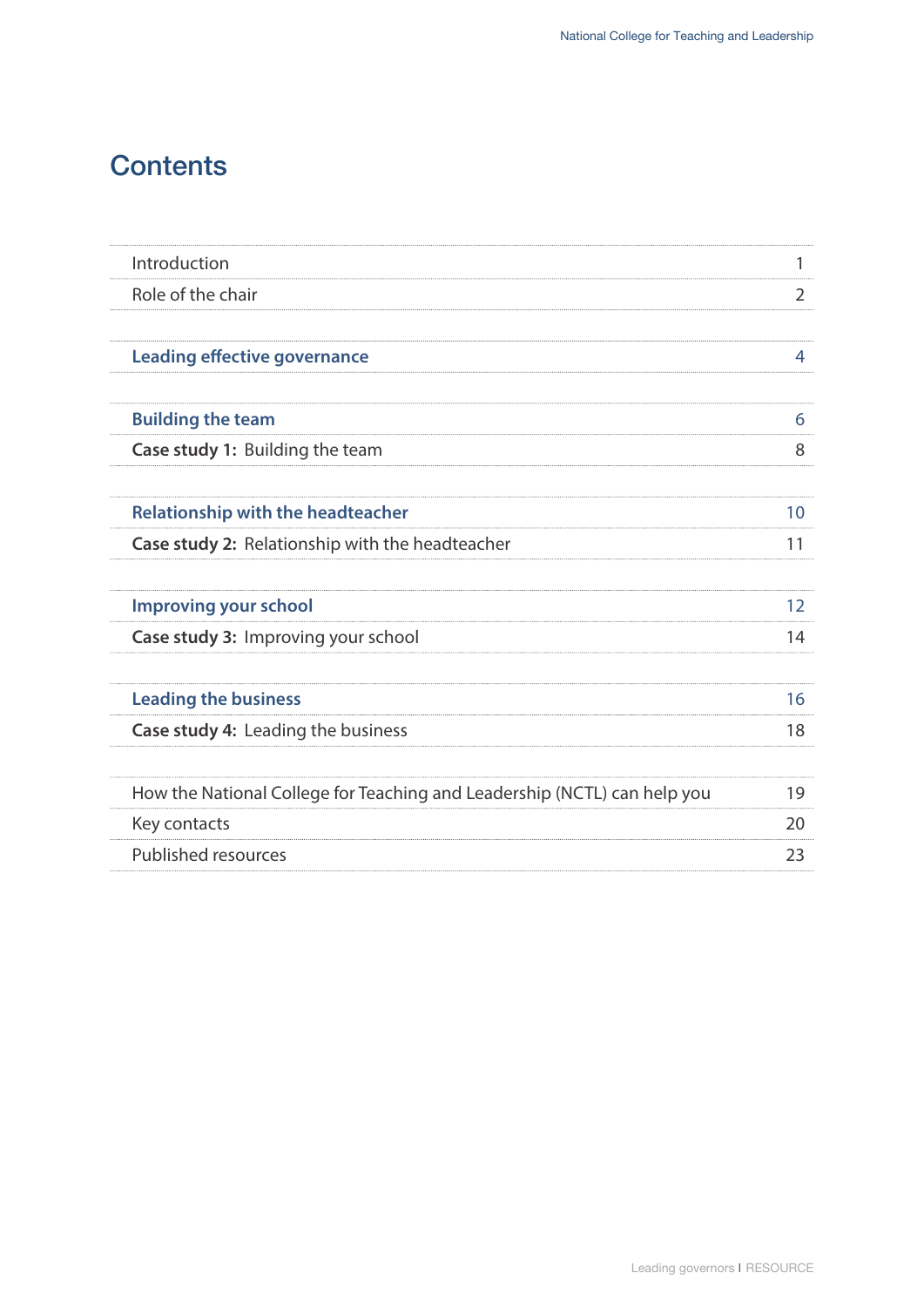# Contents

| | |
|---|---|
| Introduction | 1 |
| Role of the chair | 2 |
| **Leading effective governance** | 4 |
| **Building the team** | 6 |
| **Case study 1:** Building the team | 8 |
| **Relationship with the headteacher** | 10 |
| **Case study 2:** Relationship with the headteacher | 11 |
| **Improving your school** | 12 |
| **Case study 3:** Improving your school | 14 |
| **Leading the business** | 16 |
| **Case study 4:** Leading the business | 18 |
| How the National College for Teaching and Leadership (NCTL) can help you | 19 |
| Key contacts | 20 |
| Published resources | 23 |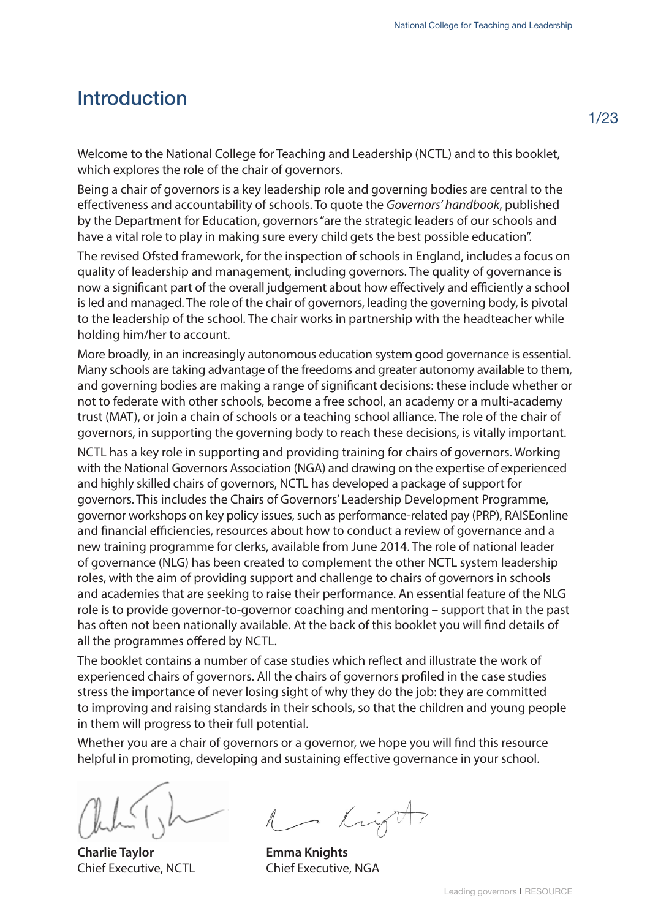# Introduction

Welcome to the National College for Teaching and Leadership (NCTL) and to this booklet, which explores the role of the chair of governors.

Being a chair of governors is a key leadership role and governing bodies are central to the effectiveness and accountability of schools. To quote the *Governors' handbook*, published by the Department for Education, governors "are the strategic leaders of our schools and have a vital role to play in making sure every child gets the best possible education".

The revised Ofsted framework, for the inspection of schools in England, includes a focus on quality of leadership and management, including governors. The quality of governance is now a significant part of the overall judgement about how effectively and efficiently a school is led and managed. The role of the chair of governors, leading the governing body, is pivotal to the leadership of the school. The chair works in partnership with the headteacher while holding him/her to account.

More broadly, in an increasingly autonomous education system good governance is essential. Many schools are taking advantage of the freedoms and greater autonomy available to them, and governing bodies are making a range of significant decisions: these include whether or not to federate with other schools, become a free school, an academy or a multi-academy trust (MAT), or join a chain of schools or a teaching school alliance. The role of the chair of governors, in supporting the governing body to reach these decisions, is vitally important.

NCTL has a key role in supporting and providing training for chairs of governors. Working with the National Governors Association (NGA) and drawing on the expertise of experienced and highly skilled chairs of governors, NCTL has developed a package of support for governors. This includes the Chairs of Governors' Leadership Development Programme, governor workshops on key policy issues, such as performance-related pay (PRP), RAISEonline and financial efficiencies, resources about how to conduct a review of governance and a new training programme for clerks, available from June 2014. The role of national leader of governance (NLG) has been created to complement the other NCTL system leadership roles, with the aim of providing support and challenge to chairs of governors in schools and academies that are seeking to raise their performance. An essential feature of the NLG role is to provide governor-to-governor coaching and mentoring – support that in the past has often not been nationally available. At the back of this booklet you will find details of all the programmes offered by NCTL.

The booklet contains a number of case studies which reflect and illustrate the work of experienced chairs of governors. All the chairs of governors profiled in the case studies stress the importance of never losing sight of why they do the job: they are committed to improving and raising standards in their schools, so that the children and young people in them will progress to their full potential.

Whether you are a chair of governors or a governor, we hope you will find this resource helpful in promoting, developing and sustaining effective governance in your school.

**Charlie Taylor**
Chief Executive, NCTL

**Emma Knights**
Chief Executive, NGA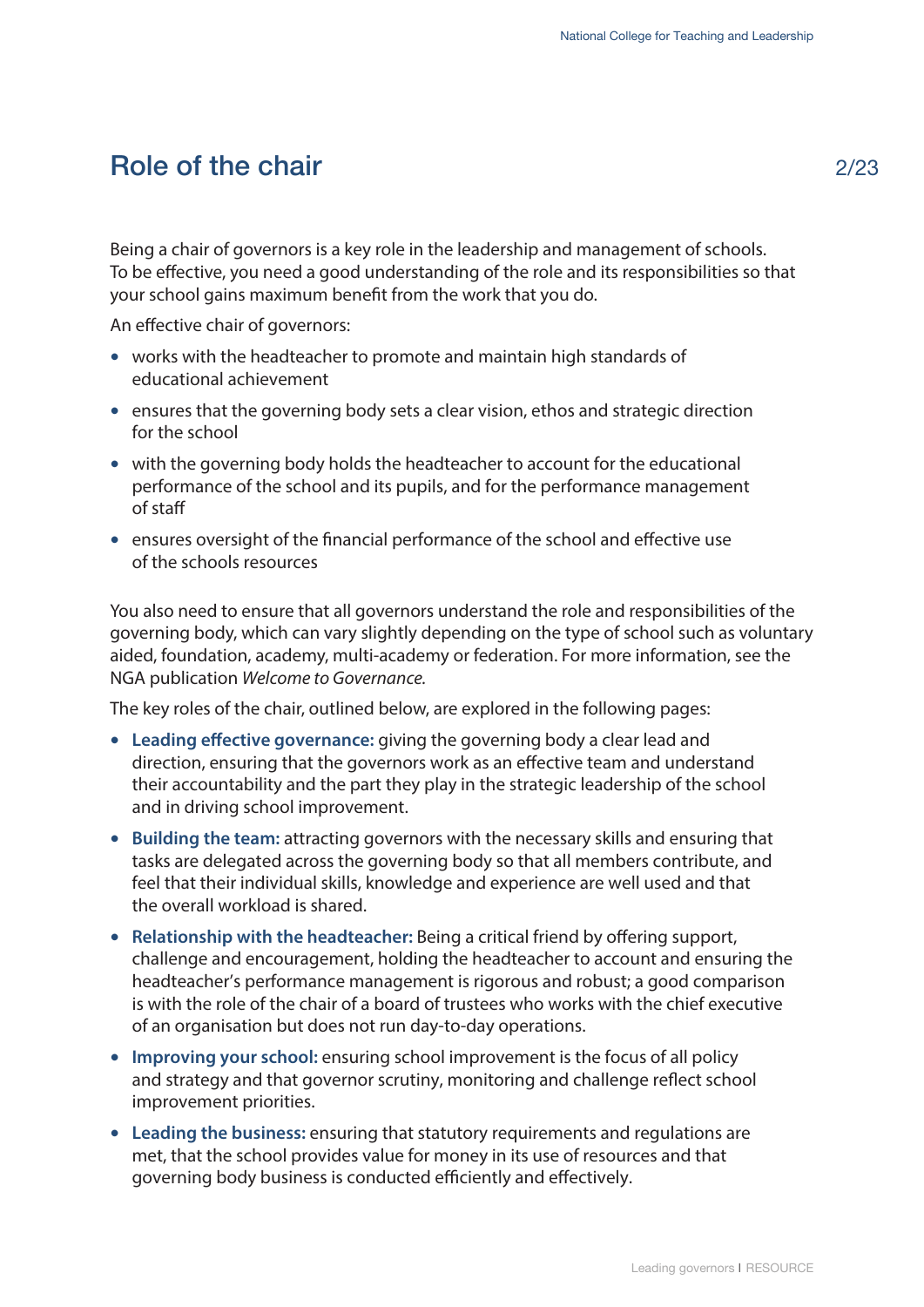# Role of the chair

Being a chair of governors is a key role in the leadership and management of schools. To be effective, you need a good understanding of the role and its responsibilities so that your school gains maximum benefit from the work that you do.

An effective chair of governors:

- works with the headteacher to promote and maintain high standards of educational achievement
- ensures that the governing body sets a clear vision, ethos and strategic direction for the school
- with the governing body holds the headteacher to account for the educational performance of the school and its pupils, and for the performance management of staff
- ensures oversight of the financial performance of the school and effective use of the schools resources

You also need to ensure that all governors understand the role and responsibilities of the governing body, which can vary slightly depending on the type of school such as voluntary aided, foundation, academy, multi-academy or federation. For more information, see the NGA publication *Welcome to Governance.*

The key roles of the chair, outlined below, are explored in the following pages:

- **Leading effective governance:** giving the governing body a clear lead and direction, ensuring that the governors work as an effective team and understand their accountability and the part they play in the strategic leadership of the school and in driving school improvement.
- **Building the team:** attracting governors with the necessary skills and ensuring that tasks are delegated across the governing body so that all members contribute, and feel that their individual skills, knowledge and experience are well used and that the overall workload is shared.
- **Relationship with the headteacher:** Being a critical friend by offering support, challenge and encouragement, holding the headteacher to account and ensuring the headteacher's performance management is rigorous and robust; a good comparison is with the role of the chair of a board of trustees who works with the chief executive of an organisation but does not run day-to-day operations.
- **Improving your school:** ensuring school improvement is the focus of all policy and strategy and that governor scrutiny, monitoring and challenge reflect school improvement priorities.
- **Leading the business:** ensuring that statutory requirements and regulations are met, that the school provides value for money in its use of resources and that governing body business is conducted efficiently and effectively.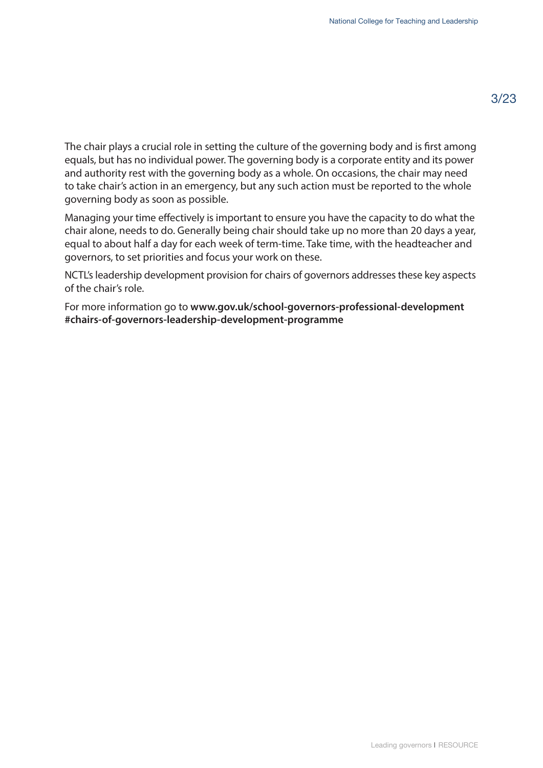The chair plays a crucial role in setting the culture of the governing body and is first among equals, but has no individual power. The governing body is a corporate entity and its power and authority rest with the governing body as a whole. On occasions, the chair may need to take chair's action in an emergency, but any such action must be reported to the whole governing body as soon as possible.

Managing your time effectively is important to ensure you have the capacity to do what the chair alone, needs to do. Generally being chair should take up no more than 20 days a year, equal to about half a day for each week of term-time. Take time, with the headteacher and governors, to set priorities and focus your work on these.

NCTL's leadership development provision for chairs of governors addresses these key aspects of the chair's role.

For more information go to **www.gov.uk/school-governors-professional-development #chairs-of-governors-leadership-development-programme**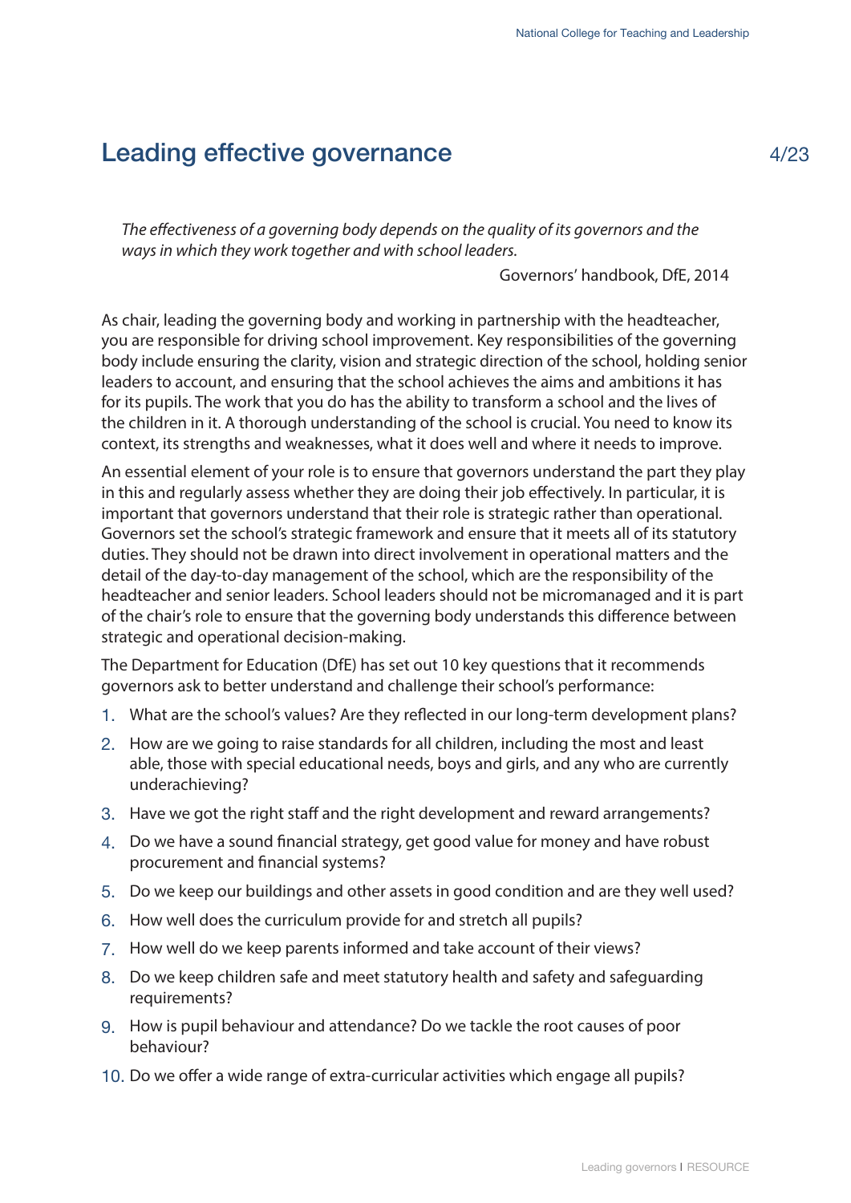# Leading effective governance

> *The effectiveness of a governing body depends on the quality of its governors and the ways in which they work together and with school leaders.*
>
> Governors' handbook, DfE, 2014

As chair, leading the governing body and working in partnership with the headteacher, you are responsible for driving school improvement. Key responsibilities of the governing body include ensuring the clarity, vision and strategic direction of the school, holding senior leaders to account, and ensuring that the school achieves the aims and ambitions it has for its pupils. The work that you do has the ability to transform a school and the lives of the children in it. A thorough understanding of the school is crucial. You need to know its context, its strengths and weaknesses, what it does well and where it needs to improve.

An essential element of your role is to ensure that governors understand the part they play in this and regularly assess whether they are doing their job effectively. In particular, it is important that governors understand that their role is strategic rather than operational. Governors set the school's strategic framework and ensure that it meets all of its statutory duties. They should not be drawn into direct involvement in operational matters and the detail of the day-to-day management of the school, which are the responsibility of the headteacher and senior leaders. School leaders should not be micromanaged and it is part of the chair's role to ensure that the governing body understands this difference between strategic and operational decision-making.

The Department for Education (DfE) has set out 10 key questions that it recommends governors ask to better understand and challenge their school's performance:

1. What are the school's values? Are they reflected in our long-term development plans?
2. How are we going to raise standards for all children, including the most and least able, those with special educational needs, boys and girls, and any who are currently underachieving?
3. Have we got the right staff and the right development and reward arrangements?
4. Do we have a sound financial strategy, get good value for money and have robust procurement and financial systems?
5. Do we keep our buildings and other assets in good condition and are they well used?
6. How well does the curriculum provide for and stretch all pupils?
7. How well do we keep parents informed and take account of their views?
8. Do we keep children safe and meet statutory health and safety and safeguarding requirements?
9. How is pupil behaviour and attendance? Do we tackle the root causes of poor behaviour?
10. Do we offer a wide range of extra-curricular activities which engage all pupils?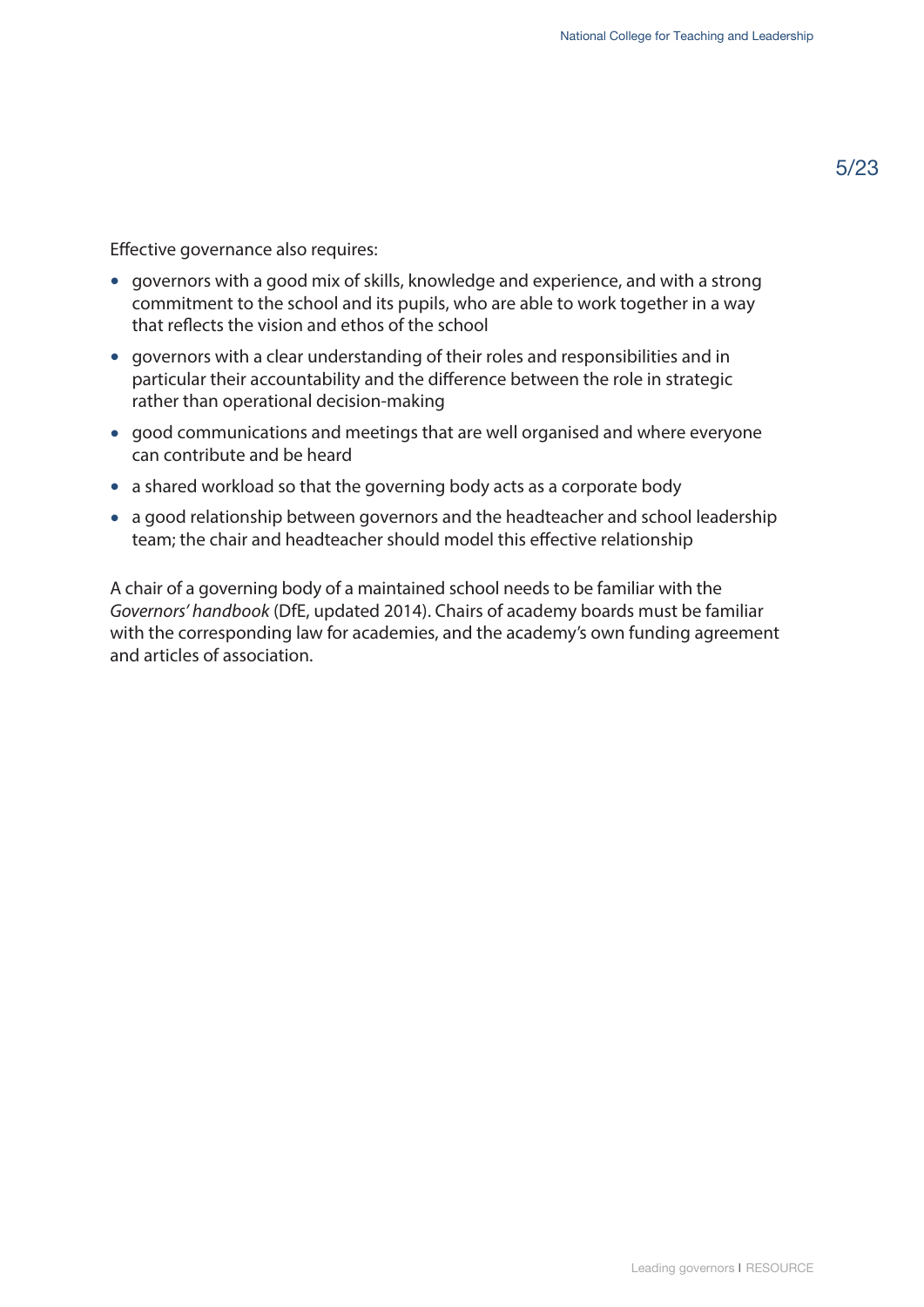Effective governance also requires:

- governors with a good mix of skills, knowledge and experience, and with a strong commitment to the school and its pupils, who are able to work together in a way that reflects the vision and ethos of the school
- governors with a clear understanding of their roles and responsibilities and in particular their accountability and the difference between the role in strategic rather than operational decision-making
- good communications and meetings that are well organised and where everyone can contribute and be heard
- a shared workload so that the governing body acts as a corporate body
- a good relationship between governors and the headteacher and school leadership team; the chair and headteacher should model this effective relationship

A chair of a governing body of a maintained school needs to be familiar with the *Governors' handbook* (DfE, updated 2014). Chairs of academy boards must be familiar with the corresponding law for academies, and the academy's own funding agreement and articles of association.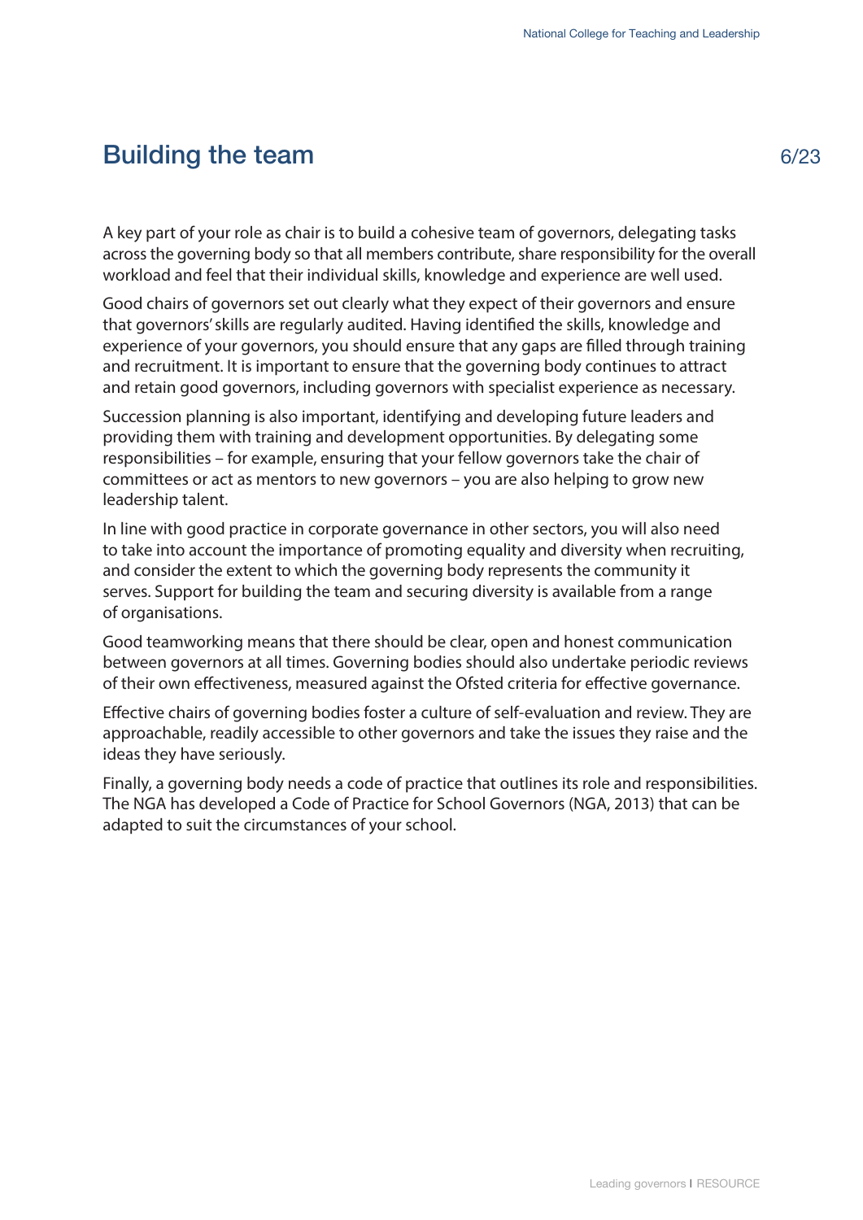## Building the team

A key part of your role as chair is to build a cohesive team of governors, delegating tasks across the governing body so that all members contribute, share responsibility for the overall workload and feel that their individual skills, knowledge and experience are well used.

Good chairs of governors set out clearly what they expect of their governors and ensure that governors' skills are regularly audited. Having identified the skills, knowledge and experience of your governors, you should ensure that any gaps are filled through training and recruitment. It is important to ensure that the governing body continues to attract and retain good governors, including governors with specialist experience as necessary.

Succession planning is also important, identifying and developing future leaders and providing them with training and development opportunities. By delegating some responsibilities – for example, ensuring that your fellow governors take the chair of committees or act as mentors to new governors – you are also helping to grow new leadership talent.

In line with good practice in corporate governance in other sectors, you will also need to take into account the importance of promoting equality and diversity when recruiting, and consider the extent to which the governing body represents the community it serves. Support for building the team and securing diversity is available from a range of organisations.

Good teamworking means that there should be clear, open and honest communication between governors at all times. Governing bodies should also undertake periodic reviews of their own effectiveness, measured against the Ofsted criteria for effective governance.

Effective chairs of governing bodies foster a culture of self-evaluation and review. They are approachable, readily accessible to other governors and take the issues they raise and the ideas they have seriously.

Finally, a governing body needs a code of practice that outlines its role and responsibilities. The NGA has developed a Code of Practice for School Governors (NGA, 2013) that can be adapted to suit the circumstances of your school.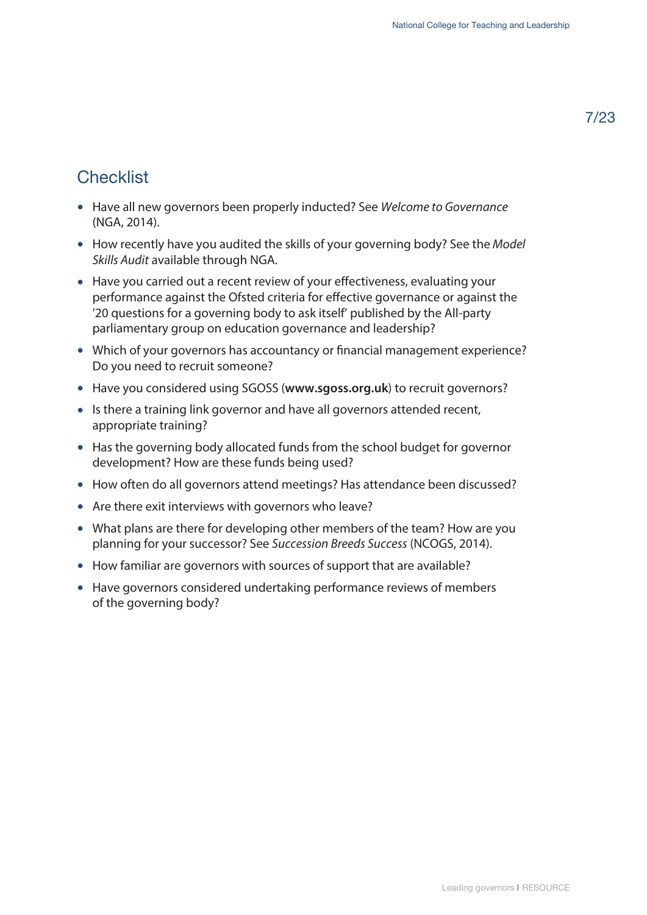## Checklist

- Have all new governors been properly inducted? See *Welcome to Governance* (NGA, 2014).
- How recently have you audited the skills of your governing body? See the *Model Skills Audit* available through NGA.
- Have you carried out a recent review of your effectiveness, evaluating your performance against the Ofsted criteria for effective governance or against the '20 questions for a governing body to ask itself' published by the All-party parliamentary group on education governance and leadership?
- Which of your governors has accountancy or financial management experience? Do you need to recruit someone?
- Have you considered using SGOSS (**www.sgoss.org.uk**) to recruit governors?
- Is there a training link governor and have all governors attended recent, appropriate training?
- Has the governing body allocated funds from the school budget for governor development? How are these funds being used?
- How often do all governors attend meetings? Has attendance been discussed?
- Are there exit interviews with governors who leave?
- What plans are there for developing other members of the team? How are you planning for your successor? See *Succession Breeds Success* (NCOGS, 2014).
- How familiar are governors with sources of support that are available?
- Have governors considered undertaking performance reviews of members of the governing body?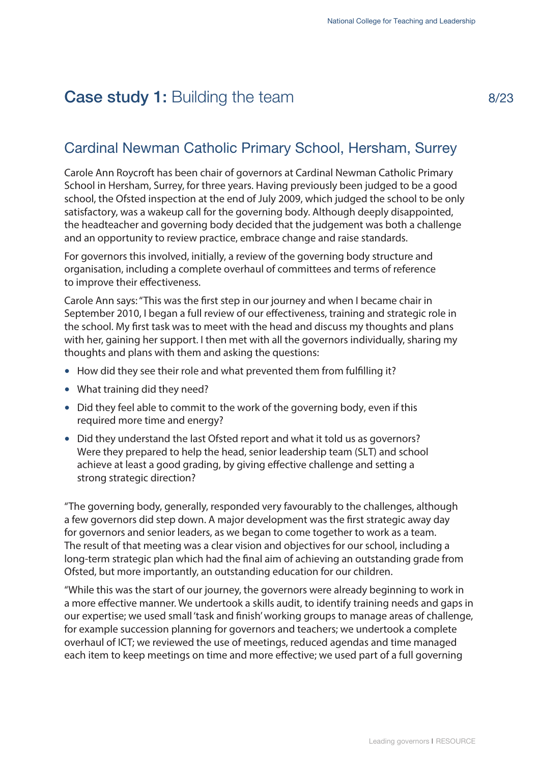## **Case study 1:** Building the team

### Cardinal Newman Catholic Primary School, Hersham, Surrey

Carole Ann Roycroft has been chair of governors at Cardinal Newman Catholic Primary School in Hersham, Surrey, for three years. Having previously been judged to be a good school, the Ofsted inspection at the end of July 2009, which judged the school to be only satisfactory, was a wakeup call for the governing body. Although deeply disappointed, the headteacher and governing body decided that the judgement was both a challenge and an opportunity to review practice, embrace change and raise standards.

For governors this involved, initially, a review of the governing body structure and organisation, including a complete overhaul of committees and terms of reference to improve their effectiveness.

Carole Ann says: "This was the first step in our journey and when I became chair in September 2010, I began a full review of our effectiveness, training and strategic role in the school. My first task was to meet with the head and discuss my thoughts and plans with her, gaining her support. I then met with all the governors individually, sharing my thoughts and plans with them and asking the questions:

- How did they see their role and what prevented them from fulfilling it?
- What training did they need?
- Did they feel able to commit to the work of the governing body, even if this required more time and energy?
- Did they understand the last Ofsted report and what it told us as governors? Were they prepared to help the head, senior leadership team (SLT) and school achieve at least a good grading, by giving effective challenge and setting a strong strategic direction?

"The governing body, generally, responded very favourably to the challenges, although a few governors did step down. A major development was the first strategic away day for governors and senior leaders, as we began to come together to work as a team. The result of that meeting was a clear vision and objectives for our school, including a long-term strategic plan which had the final aim of achieving an outstanding grade from Ofsted, but more importantly, an outstanding education for our children.

"While this was the start of our journey, the governors were already beginning to work in a more effective manner. We undertook a skills audit, to identify training needs and gaps in our expertise; we used small 'task and finish' working groups to manage areas of challenge, for example succession planning for governors and teachers; we undertook a complete overhaul of ICT; we reviewed the use of meetings, reduced agendas and time managed each item to keep meetings on time and more effective; we used part of a full governing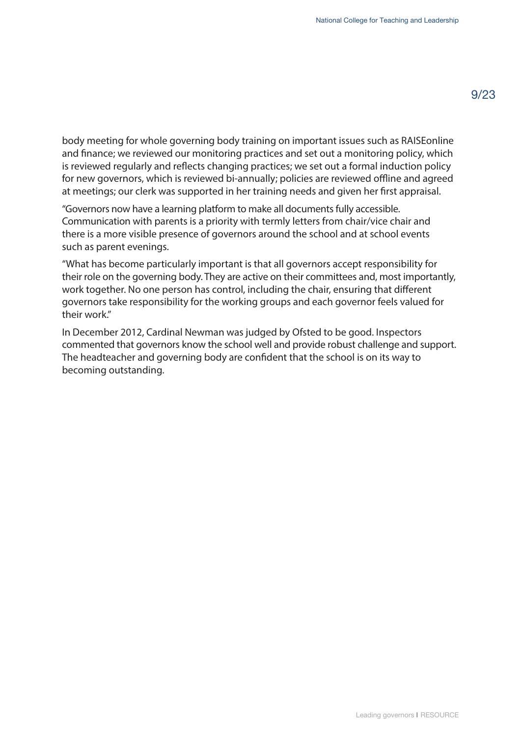body meeting for whole governing body training on important issues such as RAISEonline and finance; we reviewed our monitoring practices and set out a monitoring policy, which is reviewed regularly and reflects changing practices; we set out a formal induction policy for new governors, which is reviewed bi-annually; policies are reviewed offline and agreed at meetings; our clerk was supported in her training needs and given her first appraisal.

"Governors now have a learning platform to make all documents fully accessible. Communication with parents is a priority with termly letters from chair/vice chair and there is a more visible presence of governors around the school and at school events such as parent evenings.

"What has become particularly important is that all governors accept responsibility for their role on the governing body. They are active on their committees and, most importantly, work together. No one person has control, including the chair, ensuring that different governors take responsibility for the working groups and each governor feels valued for their work."

In December 2012, Cardinal Newman was judged by Ofsted to be good. Inspectors commented that governors know the school well and provide robust challenge and support. The headteacher and governing body are confident that the school is on its way to becoming outstanding.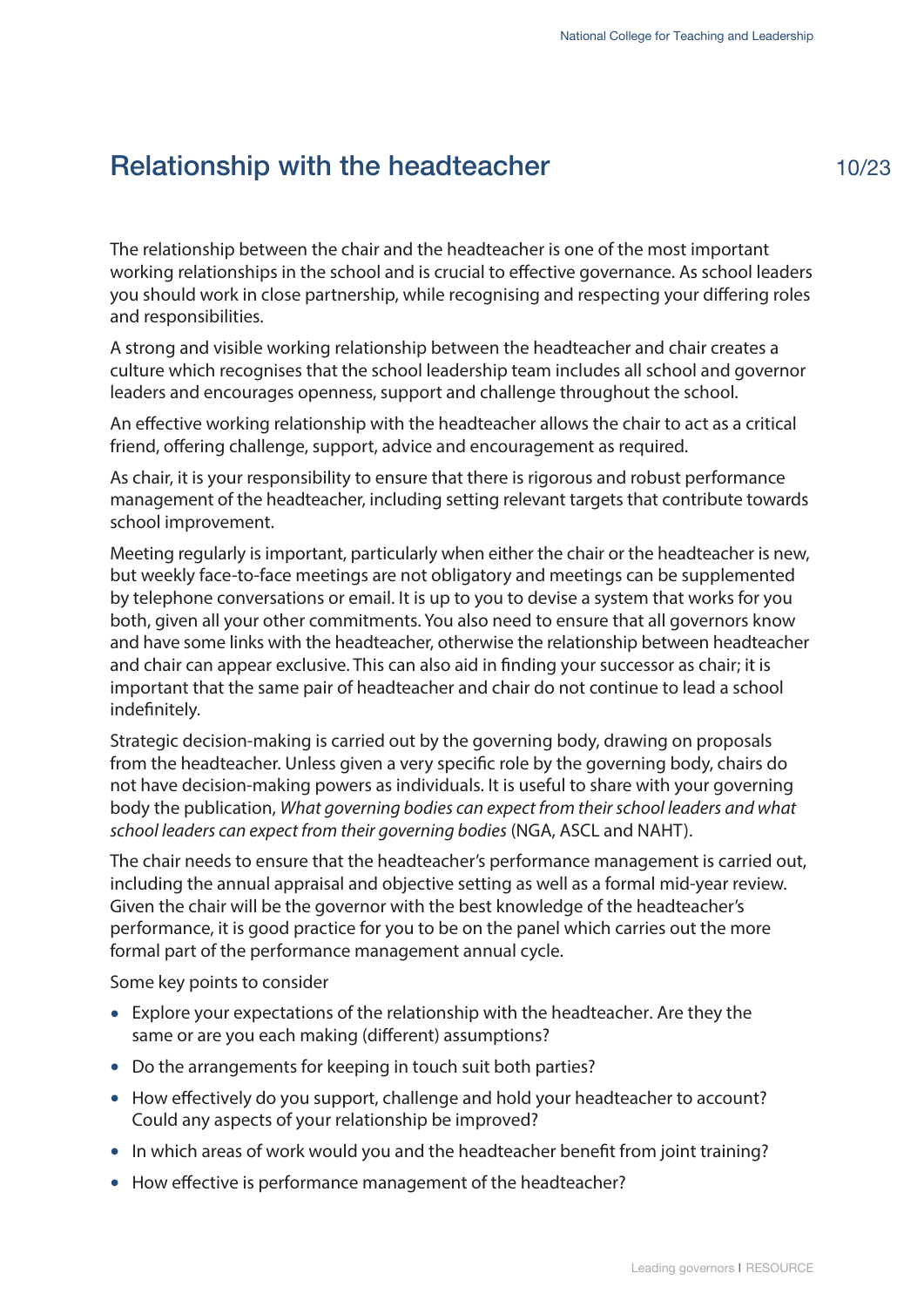## Relationship with the headteacher

The relationship between the chair and the headteacher is one of the most important working relationships in the school and is crucial to effective governance. As school leaders you should work in close partnership, while recognising and respecting your differing roles and responsibilities.

A strong and visible working relationship between the headteacher and chair creates a culture which recognises that the school leadership team includes all school and governor leaders and encourages openness, support and challenge throughout the school.

An effective working relationship with the headteacher allows the chair to act as a critical friend, offering challenge, support, advice and encouragement as required.

As chair, it is your responsibility to ensure that there is rigorous and robust performance management of the headteacher, including setting relevant targets that contribute towards school improvement.

Meeting regularly is important, particularly when either the chair or the headteacher is new, but weekly face-to-face meetings are not obligatory and meetings can be supplemented by telephone conversations or email. It is up to you to devise a system that works for you both, given all your other commitments. You also need to ensure that all governors know and have some links with the headteacher, otherwise the relationship between headteacher and chair can appear exclusive. This can also aid in finding your successor as chair; it is important that the same pair of headteacher and chair do not continue to lead a school indefinitely.

Strategic decision-making is carried out by the governing body, drawing on proposals from the headteacher. Unless given a very specific role by the governing body, chairs do not have decision-making powers as individuals. It is useful to share with your governing body the publication, *What governing bodies can expect from their school leaders and what school leaders can expect from their governing bodies* (NGA, ASCL and NAHT).

The chair needs to ensure that the headteacher's performance management is carried out, including the annual appraisal and objective setting as well as a formal mid-year review. Given the chair will be the governor with the best knowledge of the headteacher's performance, it is good practice for you to be on the panel which carries out the more formal part of the performance management annual cycle.

Some key points to consider

- Explore your expectations of the relationship with the headteacher. Are they the same or are you each making (different) assumptions?
- Do the arrangements for keeping in touch suit both parties?
- How effectively do you support, challenge and hold your headteacher to account? Could any aspects of your relationship be improved?
- In which areas of work would you and the headteacher benefit from joint training?
- How effective is performance management of the headteacher?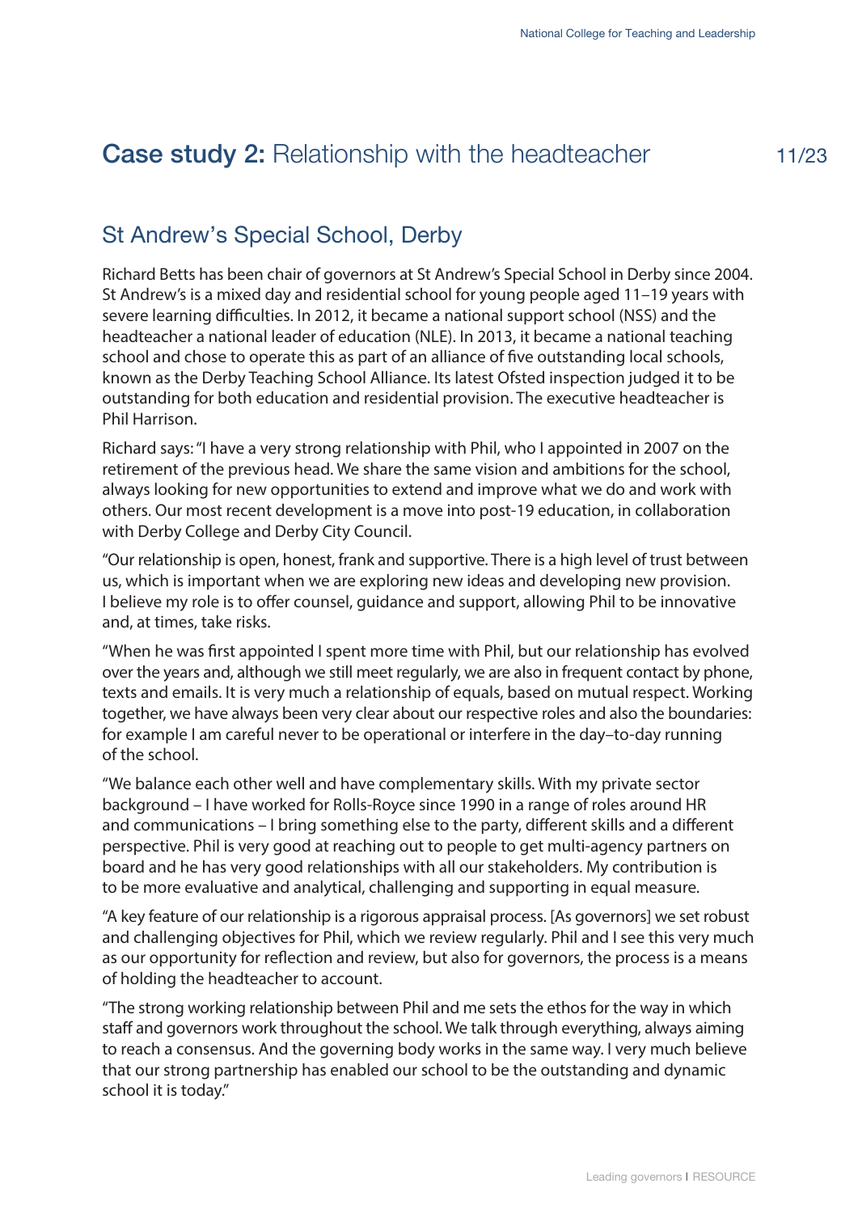# **Case study 2:** Relationship with the headteacher

## St Andrew's Special School, Derby

Richard Betts has been chair of governors at St Andrew's Special School in Derby since 2004. St Andrew's is a mixed day and residential school for young people aged 11–19 years with severe learning difficulties. In 2012, it became a national support school (NSS) and the headteacher a national leader of education (NLE). In 2013, it became a national teaching school and chose to operate this as part of an alliance of five outstanding local schools, known as the Derby Teaching School Alliance. Its latest Ofsted inspection judged it to be outstanding for both education and residential provision. The executive headteacher is Phil Harrison.

Richard says: "I have a very strong relationship with Phil, who I appointed in 2007 on the retirement of the previous head. We share the same vision and ambitions for the school, always looking for new opportunities to extend and improve what we do and work with others. Our most recent development is a move into post-19 education, in collaboration with Derby College and Derby City Council.

"Our relationship is open, honest, frank and supportive. There is a high level of trust between us, which is important when we are exploring new ideas and developing new provision. I believe my role is to offer counsel, guidance and support, allowing Phil to be innovative and, at times, take risks.

"When he was first appointed I spent more time with Phil, but our relationship has evolved over the years and, although we still meet regularly, we are also in frequent contact by phone, texts and emails. It is very much a relationship of equals, based on mutual respect. Working together, we have always been very clear about our respective roles and also the boundaries: for example I am careful never to be operational or interfere in the day–to-day running of the school.

"We balance each other well and have complementary skills. With my private sector background – I have worked for Rolls-Royce since 1990 in a range of roles around HR and communications – I bring something else to the party, different skills and a different perspective. Phil is very good at reaching out to people to get multi-agency partners on board and he has very good relationships with all our stakeholders. My contribution is to be more evaluative and analytical, challenging and supporting in equal measure.

"A key feature of our relationship is a rigorous appraisal process. [As governors] we set robust and challenging objectives for Phil, which we review regularly. Phil and I see this very much as our opportunity for reflection and review, but also for governors, the process is a means of holding the headteacher to account.

"The strong working relationship between Phil and me sets the ethos for the way in which staff and governors work throughout the school. We talk through everything, always aiming to reach a consensus. And the governing body works in the same way. I very much believe that our strong partnership has enabled our school to be the outstanding and dynamic school it is today."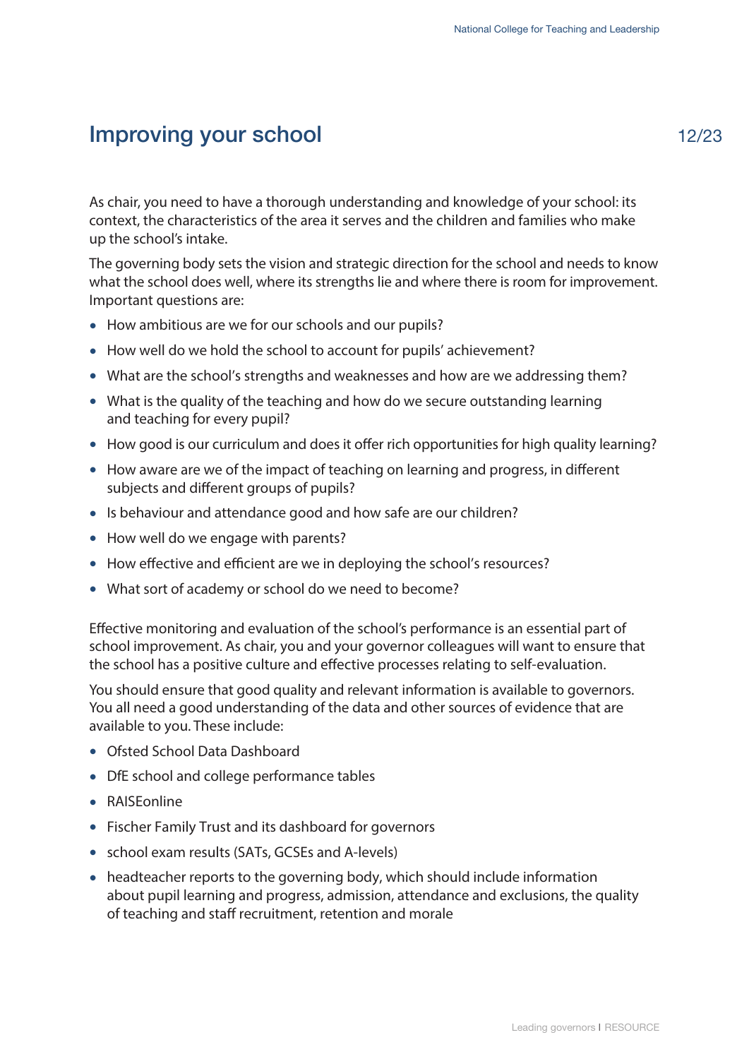# Improving your school

As chair, you need to have a thorough understanding and knowledge of your school: its context, the characteristics of the area it serves and the children and families who make up the school's intake.

The governing body sets the vision and strategic direction for the school and needs to know what the school does well, where its strengths lie and where there is room for improvement. Important questions are:

- How ambitious are we for our schools and our pupils?
- How well do we hold the school to account for pupils' achievement?
- What are the school's strengths and weaknesses and how are we addressing them?
- What is the quality of the teaching and how do we secure outstanding learning and teaching for every pupil?
- How good is our curriculum and does it offer rich opportunities for high quality learning?
- How aware are we of the impact of teaching on learning and progress, in different subjects and different groups of pupils?
- Is behaviour and attendance good and how safe are our children?
- How well do we engage with parents?
- How effective and efficient are we in deploying the school's resources?
- What sort of academy or school do we need to become?

Effective monitoring and evaluation of the school's performance is an essential part of school improvement. As chair, you and your governor colleagues will want to ensure that the school has a positive culture and effective processes relating to self-evaluation.

You should ensure that good quality and relevant information is available to governors. You all need a good understanding of the data and other sources of evidence that are available to you. These include:

- Ofsted School Data Dashboard
- DfE school and college performance tables
- RAISEonline
- Fischer Family Trust and its dashboard for governors
- school exam results (SATs, GCSEs and A-levels)
- headteacher reports to the governing body, which should include information about pupil learning and progress, admission, attendance and exclusions, the quality of teaching and staff recruitment, retention and morale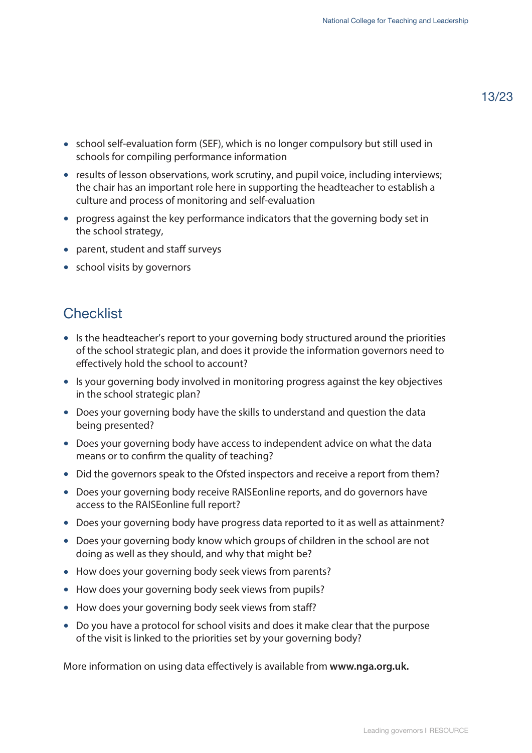- school self-evaluation form (SEF), which is no longer compulsory but still used in schools for compiling performance information
- results of lesson observations, work scrutiny, and pupil voice, including interviews; the chair has an important role here in supporting the headteacher to establish a culture and process of monitoring and self-evaluation
- progress against the key performance indicators that the governing body set in the school strategy,
- parent, student and staff surveys
- school visits by governors

## Checklist

- Is the headteacher's report to your governing body structured around the priorities of the school strategic plan, and does it provide the information governors need to effectively hold the school to account?
- Is your governing body involved in monitoring progress against the key objectives in the school strategic plan?
- Does your governing body have the skills to understand and question the data being presented?
- Does your governing body have access to independent advice on what the data means or to confirm the quality of teaching?
- Did the governors speak to the Ofsted inspectors and receive a report from them?
- Does your governing body receive RAISEonline reports, and do governors have access to the RAISEonline full report?
- Does your governing body have progress data reported to it as well as attainment?
- Does your governing body know which groups of children in the school are not doing as well as they should, and why that might be?
- How does your governing body seek views from parents?
- How does your governing body seek views from pupils?
- How does your governing body seek views from staff?
- Do you have a protocol for school visits and does it make clear that the purpose of the visit is linked to the priorities set by your governing body?

More information on using data effectively is available from **www.nga.org.uk.**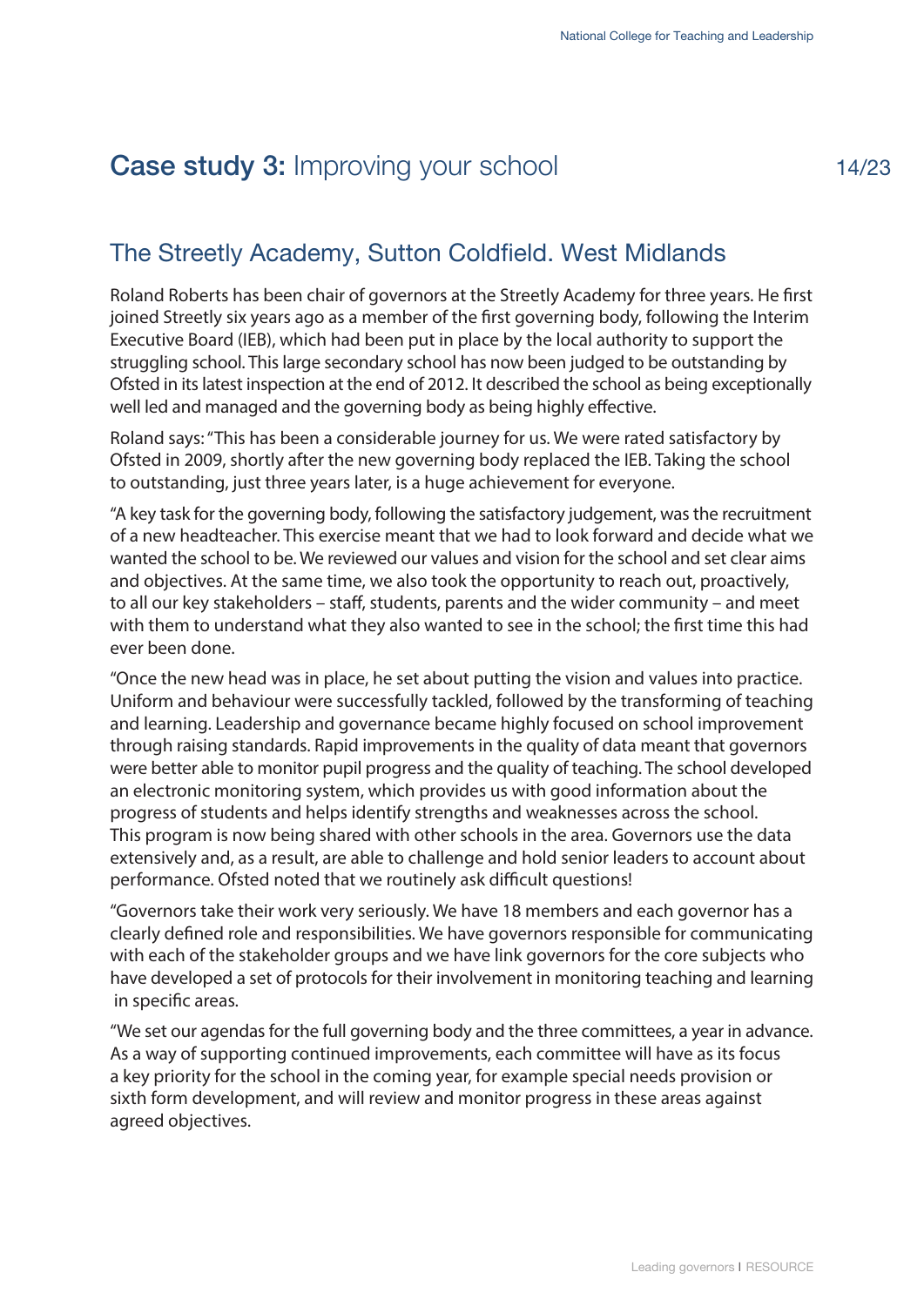# **Case study 3:** Improving your school

## The Streetly Academy, Sutton Coldfield. West Midlands

Roland Roberts has been chair of governors at the Streetly Academy for three years. He first joined Streetly six years ago as a member of the first governing body, following the Interim Executive Board (IEB), which had been put in place by the local authority to support the struggling school. This large secondary school has now been judged to be outstanding by Ofsted in its latest inspection at the end of 2012. It described the school as being exceptionally well led and managed and the governing body as being highly effective.

Roland says: "This has been a considerable journey for us. We were rated satisfactory by Ofsted in 2009, shortly after the new governing body replaced the IEB. Taking the school to outstanding, just three years later, is a huge achievement for everyone.

"A key task for the governing body, following the satisfactory judgement, was the recruitment of a new headteacher. This exercise meant that we had to look forward and decide what we wanted the school to be. We reviewed our values and vision for the school and set clear aims and objectives. At the same time, we also took the opportunity to reach out, proactively, to all our key stakeholders – staff, students, parents and the wider community – and meet with them to understand what they also wanted to see in the school; the first time this had ever been done.

"Once the new head was in place, he set about putting the vision and values into practice. Uniform and behaviour were successfully tackled, followed by the transforming of teaching and learning. Leadership and governance became highly focused on school improvement through raising standards. Rapid improvements in the quality of data meant that governors were better able to monitor pupil progress and the quality of teaching. The school developed an electronic monitoring system, which provides us with good information about the progress of students and helps identify strengths and weaknesses across the school. This program is now being shared with other schools in the area. Governors use the data extensively and, as a result, are able to challenge and hold senior leaders to account about performance. Ofsted noted that we routinely ask difficult questions!

"Governors take their work very seriously. We have 18 members and each governor has a clearly defined role and responsibilities. We have governors responsible for communicating with each of the stakeholder groups and we have link governors for the core subjects who have developed a set of protocols for their involvement in monitoring teaching and learning in specific areas.

"We set our agendas for the full governing body and the three committees, a year in advance. As a way of supporting continued improvements, each committee will have as its focus a key priority for the school in the coming year, for example special needs provision or sixth form development, and will review and monitor progress in these areas against agreed objectives.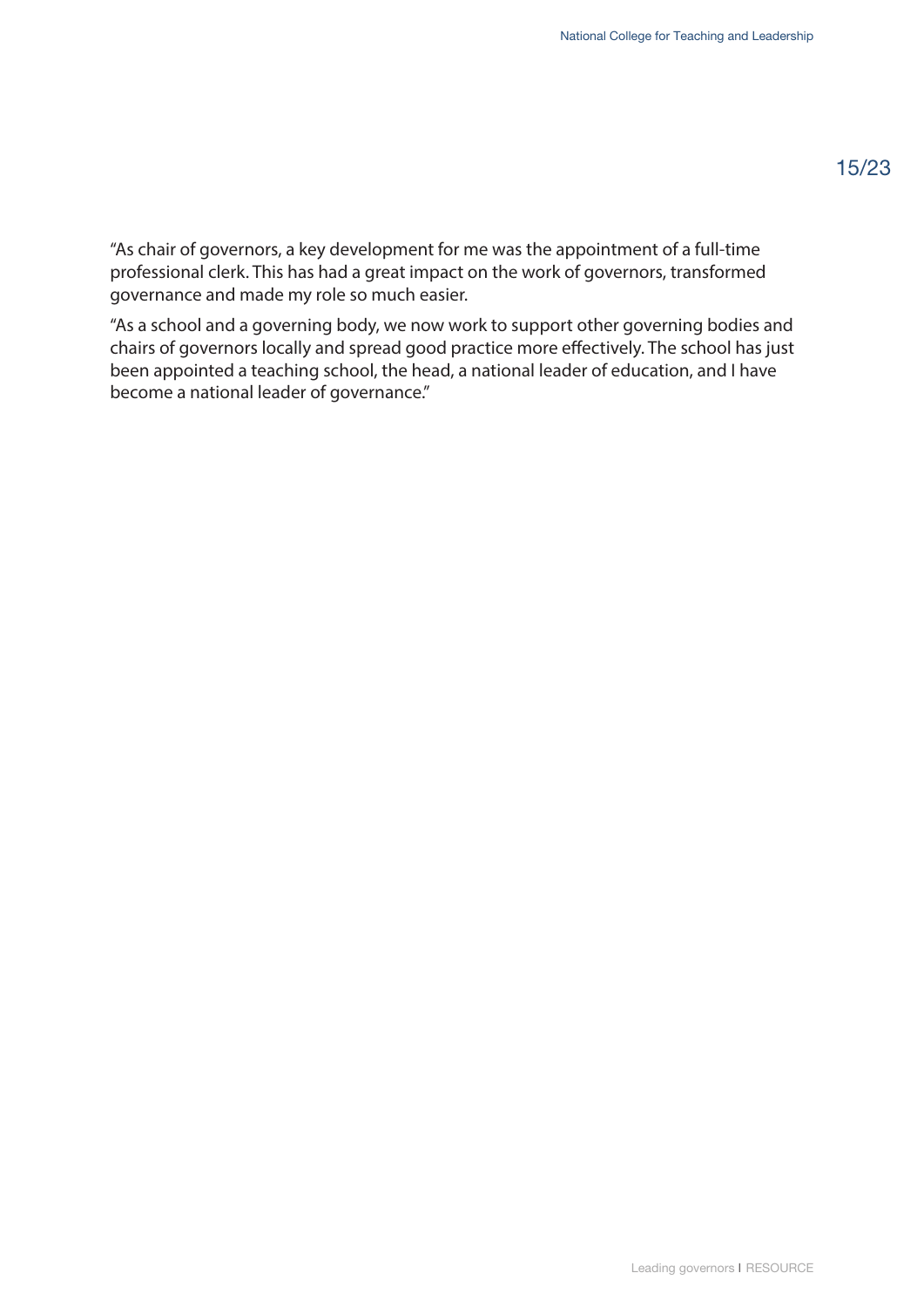"As chair of governors, a key development for me was the appointment of a full-time professional clerk. This has had a great impact on the work of governors, transformed governance and made my role so much easier.

"As a school and a governing body, we now work to support other governing bodies and chairs of governors locally and spread good practice more effectively. The school has just been appointed a teaching school, the head, a national leader of education, and I have become a national leader of governance."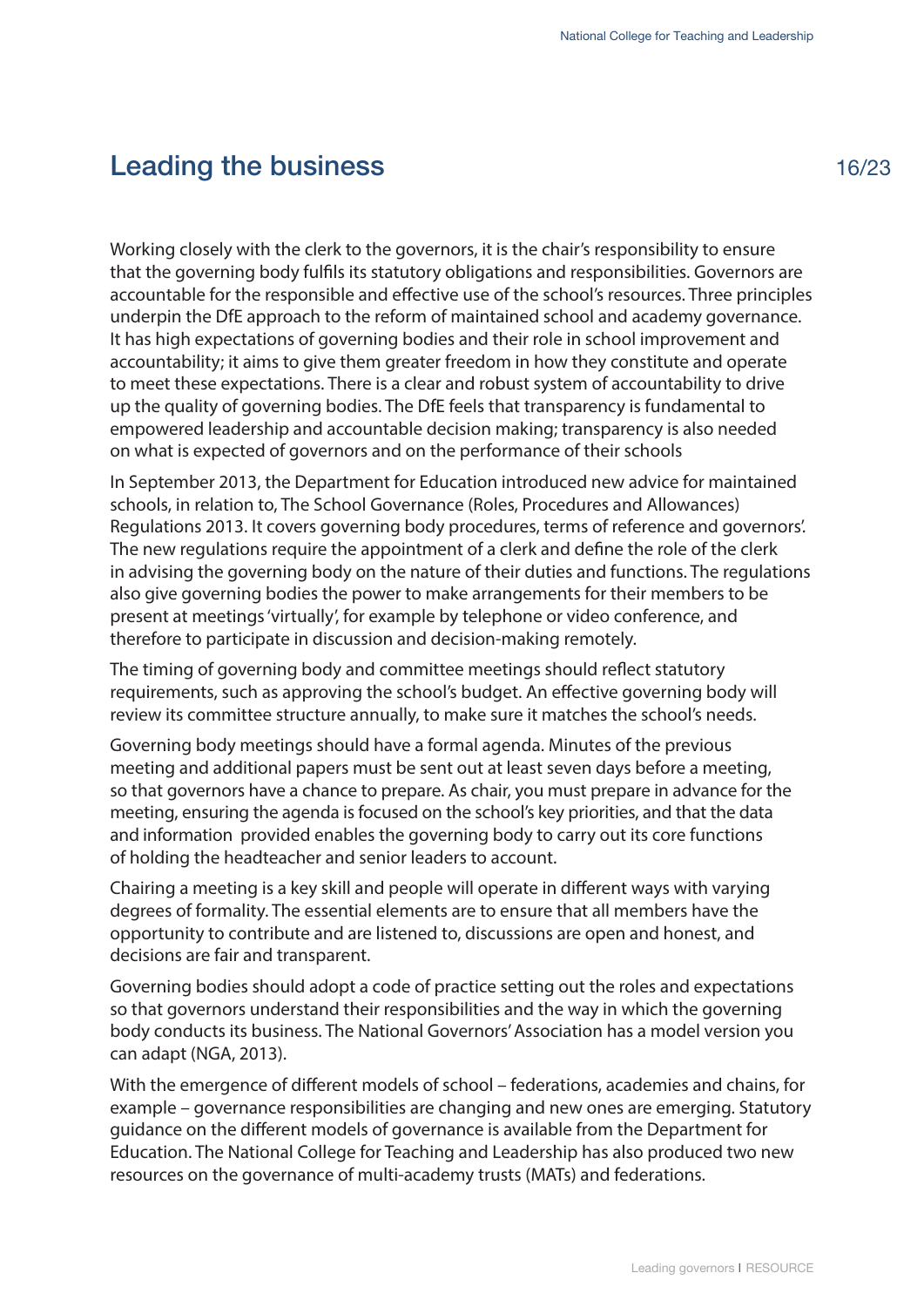# Leading the business

Working closely with the clerk to the governors, it is the chair's responsibility to ensure that the governing body fulfils its statutory obligations and responsibilities. Governors are accountable for the responsible and effective use of the school's resources. Three principles underpin the DfE approach to the reform of maintained school and academy governance. It has high expectations of governing bodies and their role in school improvement and accountability; it aims to give them greater freedom in how they constitute and operate to meet these expectations. There is a clear and robust system of accountability to drive up the quality of governing bodies. The DfE feels that transparency is fundamental to empowered leadership and accountable decision making; transparency is also needed on what is expected of governors and on the performance of their schools

In September 2013, the Department for Education introduced new advice for maintained schools, in relation to, The School Governance (Roles, Procedures and Allowances) Regulations 2013. It covers governing body procedures, terms of reference and governors'. The new regulations require the appointment of a clerk and define the role of the clerk in advising the governing body on the nature of their duties and functions. The regulations also give governing bodies the power to make arrangements for their members to be present at meetings 'virtually', for example by telephone or video conference, and therefore to participate in discussion and decision-making remotely.

The timing of governing body and committee meetings should reflect statutory requirements, such as approving the school's budget. An effective governing body will review its committee structure annually, to make sure it matches the school's needs.

Governing body meetings should have a formal agenda. Minutes of the previous meeting and additional papers must be sent out at least seven days before a meeting, so that governors have a chance to prepare. As chair, you must prepare in advance for the meeting, ensuring the agenda is focused on the school's key priorities, and that the data and information provided enables the governing body to carry out its core functions of holding the headteacher and senior leaders to account.

Chairing a meeting is a key skill and people will operate in different ways with varying degrees of formality. The essential elements are to ensure that all members have the opportunity to contribute and are listened to, discussions are open and honest, and decisions are fair and transparent.

Governing bodies should adopt a code of practice setting out the roles and expectations so that governors understand their responsibilities and the way in which the governing body conducts its business. The National Governors' Association has a model version you can adapt (NGA, 2013).

With the emergence of different models of school – federations, academies and chains, for example – governance responsibilities are changing and new ones are emerging. Statutory guidance on the different models of governance is available from the Department for Education. The National College for Teaching and Leadership has also produced two new resources on the governance of multi-academy trusts (MATs) and federations.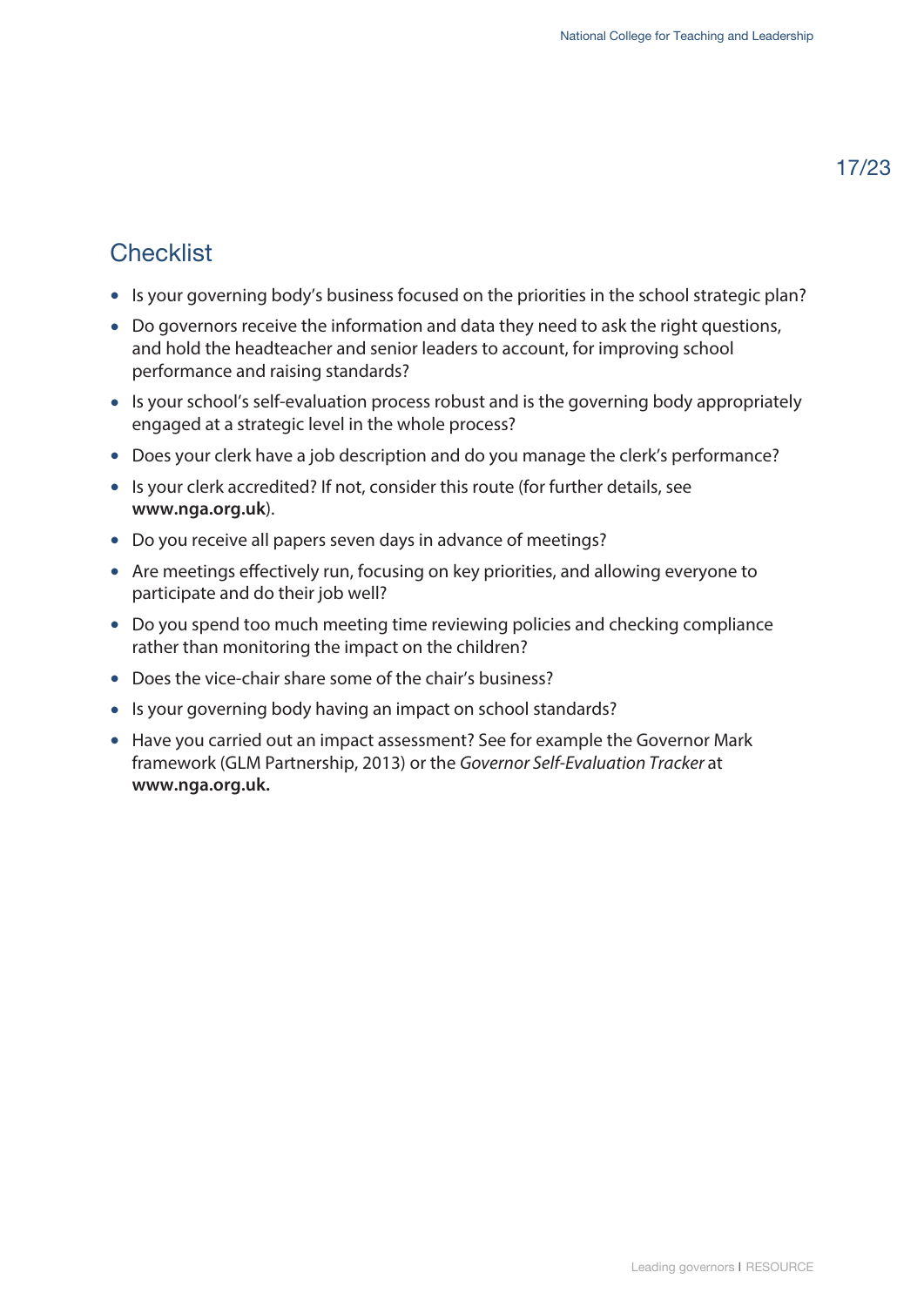## Checklist

- Is your governing body's business focused on the priorities in the school strategic plan?
- Do governors receive the information and data they need to ask the right questions, and hold the headteacher and senior leaders to account, for improving school performance and raising standards?
- Is your school's self-evaluation process robust and is the governing body appropriately engaged at a strategic level in the whole process?
- Does your clerk have a job description and do you manage the clerk's performance?
- Is your clerk accredited? If not, consider this route (for further details, see **www.nga.org.uk**).
- Do you receive all papers seven days in advance of meetings?
- Are meetings effectively run, focusing on key priorities, and allowing everyone to participate and do their job well?
- Do you spend too much meeting time reviewing policies and checking compliance rather than monitoring the impact on the children?
- Does the vice-chair share some of the chair's business?
- Is your governing body having an impact on school standards?
- Have you carried out an impact assessment? See for example the Governor Mark framework (GLM Partnership, 2013) or the *Governor Self-Evaluation Tracker* at **www.nga.org.uk.**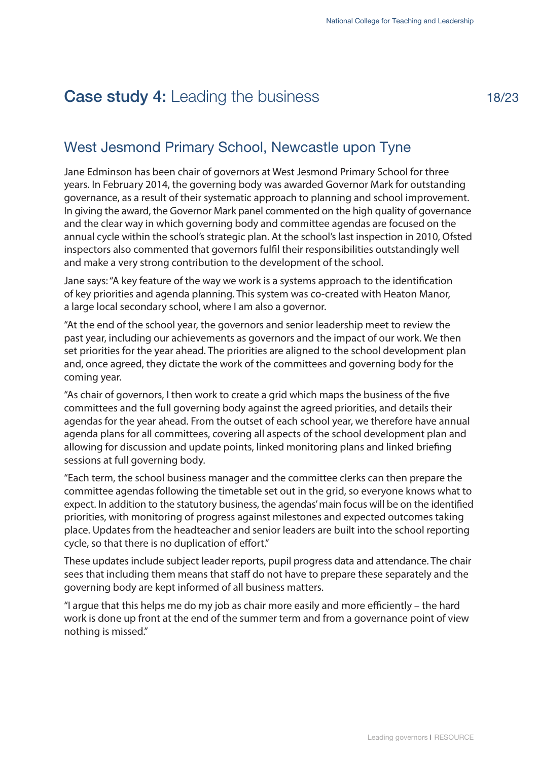# **Case study 4:** Leading the business

## West Jesmond Primary School, Newcastle upon Tyne

Jane Edminson has been chair of governors at West Jesmond Primary School for three years. In February 2014, the governing body was awarded Governor Mark for outstanding governance, as a result of their systematic approach to planning and school improvement. In giving the award, the Governor Mark panel commented on the high quality of governance and the clear way in which governing body and committee agendas are focused on the annual cycle within the school's strategic plan. At the school's last inspection in 2010, Ofsted inspectors also commented that governors fulfil their responsibilities outstandingly well and make a very strong contribution to the development of the school.

Jane says: "A key feature of the way we work is a systems approach to the identification of key priorities and agenda planning. This system was co-created with Heaton Manor, a large local secondary school, where I am also a governor.

"At the end of the school year, the governors and senior leadership meet to review the past year, including our achievements as governors and the impact of our work. We then set priorities for the year ahead. The priorities are aligned to the school development plan and, once agreed, they dictate the work of the committees and governing body for the coming year.

"As chair of governors, I then work to create a grid which maps the business of the five committees and the full governing body against the agreed priorities, and details their agendas for the year ahead. From the outset of each school year, we therefore have annual agenda plans for all committees, covering all aspects of the school development plan and allowing for discussion and update points, linked monitoring plans and linked briefing sessions at full governing body.

"Each term, the school business manager and the committee clerks can then prepare the committee agendas following the timetable set out in the grid, so everyone knows what to expect. In addition to the statutory business, the agendas' main focus will be on the identified priorities, with monitoring of progress against milestones and expected outcomes taking place. Updates from the headteacher and senior leaders are built into the school reporting cycle, so that there is no duplication of effort."

These updates include subject leader reports, pupil progress data and attendance. The chair sees that including them means that staff do not have to prepare these separately and the governing body are kept informed of all business matters.

"I argue that this helps me do my job as chair more easily and more efficiently – the hard work is done up front at the end of the summer term and from a governance point of view nothing is missed."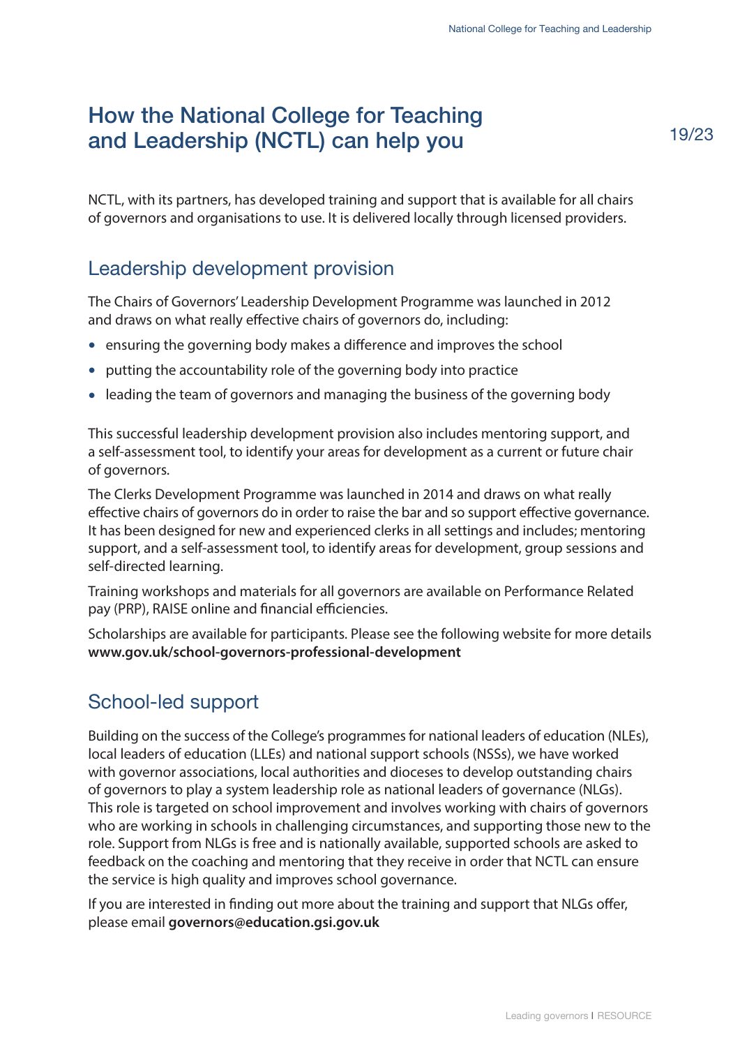# How the National College for Teaching and Leadership (NCTL) can help you

NCTL, with its partners, has developed training and support that is available for all chairs of governors and organisations to use. It is delivered locally through licensed providers.

## Leadership development provision

The Chairs of Governors' Leadership Development Programme was launched in 2012 and draws on what really effective chairs of governors do, including:

- ensuring the governing body makes a difference and improves the school
- putting the accountability role of the governing body into practice
- leading the team of governors and managing the business of the governing body

This successful leadership development provision also includes mentoring support, and a self-assessment tool, to identify your areas for development as a current or future chair of governors.

The Clerks Development Programme was launched in 2014 and draws on what really effective chairs of governors do in order to raise the bar and so support effective governance. It has been designed for new and experienced clerks in all settings and includes; mentoring support, and a self-assessment tool, to identify areas for development, group sessions and self-directed learning.

Training workshops and materials for all governors are available on Performance Related pay (PRP), RAISE online and financial efficiencies.

Scholarships are available for participants. Please see the following website for more details **www.gov.uk/school-governors-professional-development**

## School-led support

Building on the success of the College's programmes for national leaders of education (NLEs), local leaders of education (LLEs) and national support schools (NSSs), we have worked with governor associations, local authorities and dioceses to develop outstanding chairs of governors to play a system leadership role as national leaders of governance (NLGs). This role is targeted on school improvement and involves working with chairs of governors who are working in schools in challenging circumstances, and supporting those new to the role. Support from NLGs is free and is nationally available, supported schools are asked to feedback on the coaching and mentoring that they receive in order that NCTL can ensure the service is high quality and improves school governance.

If you are interested in finding out more about the training and support that NLGs offer, please email **governors@education.gsi.gov.uk**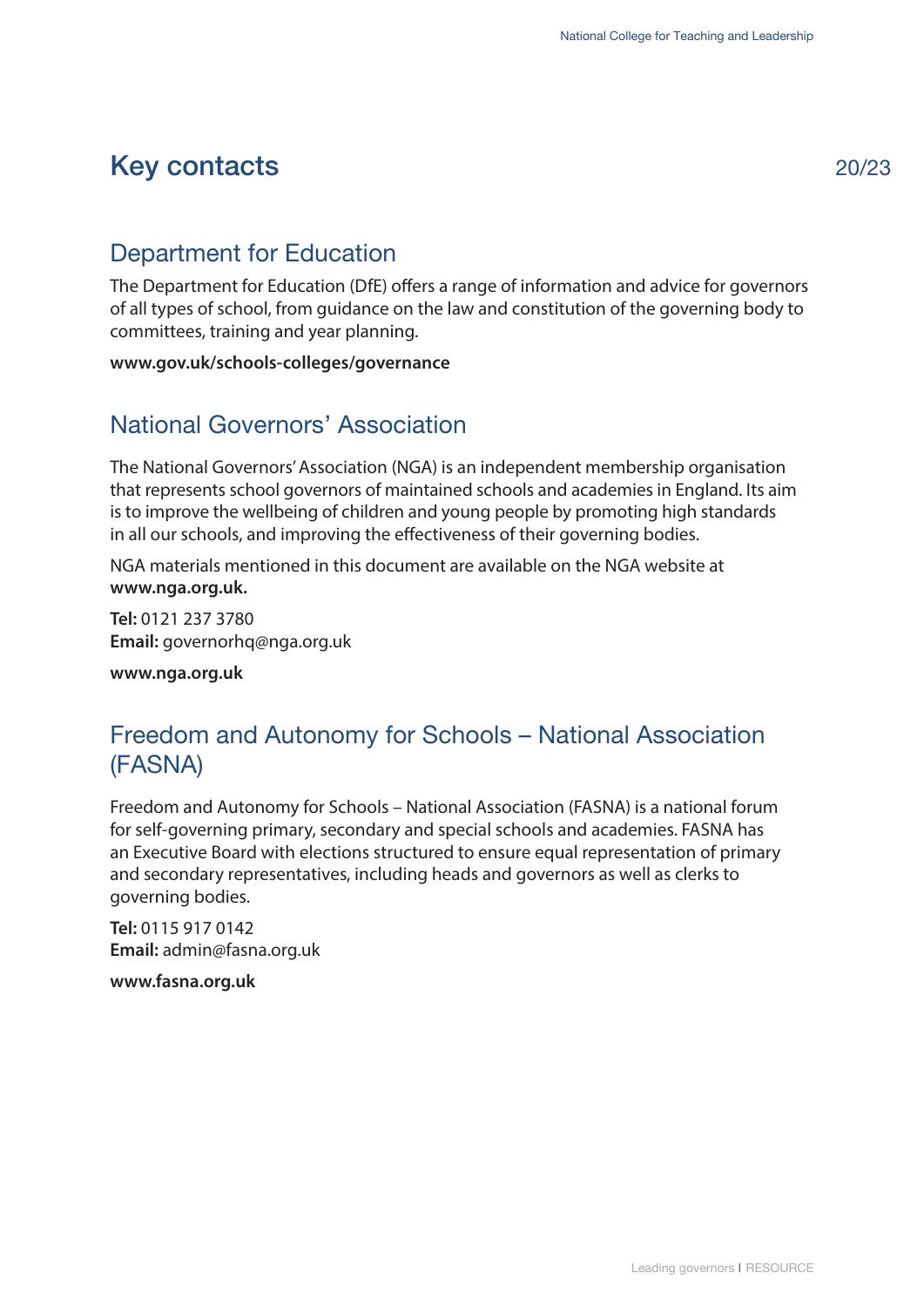# Key contacts

## Department for Education

The Department for Education (DfE) offers a range of information and advice for governors of all types of school, from guidance on the law and constitution of the governing body to committees, training and year planning.

**www.gov.uk/schools-colleges/governance**

## National Governors' Association

The National Governors' Association (NGA) is an independent membership organisation that represents school governors of maintained schools and academies in England. Its aim is to improve the wellbeing of children and young people by promoting high standards in all our schools, and improving the effectiveness of their governing bodies.

NGA materials mentioned in this document are available on the NGA website at **www.nga.org.uk.**

**Tel:** 0121 237 3780
**Email:** governorhq@nga.org.uk

**www.nga.org.uk**

## Freedom and Autonomy for Schools – National Association (FASNA)

Freedom and Autonomy for Schools – National Association (FASNA) is a national forum for self-governing primary, secondary and special schools and academies. FASNA has an Executive Board with elections structured to ensure equal representation of primary and secondary representatives, including heads and governors as well as clerks to governing bodies.

**Tel:** 0115 917 0142
**Email:** admin@fasna.org.uk

**www.fasna.org.uk**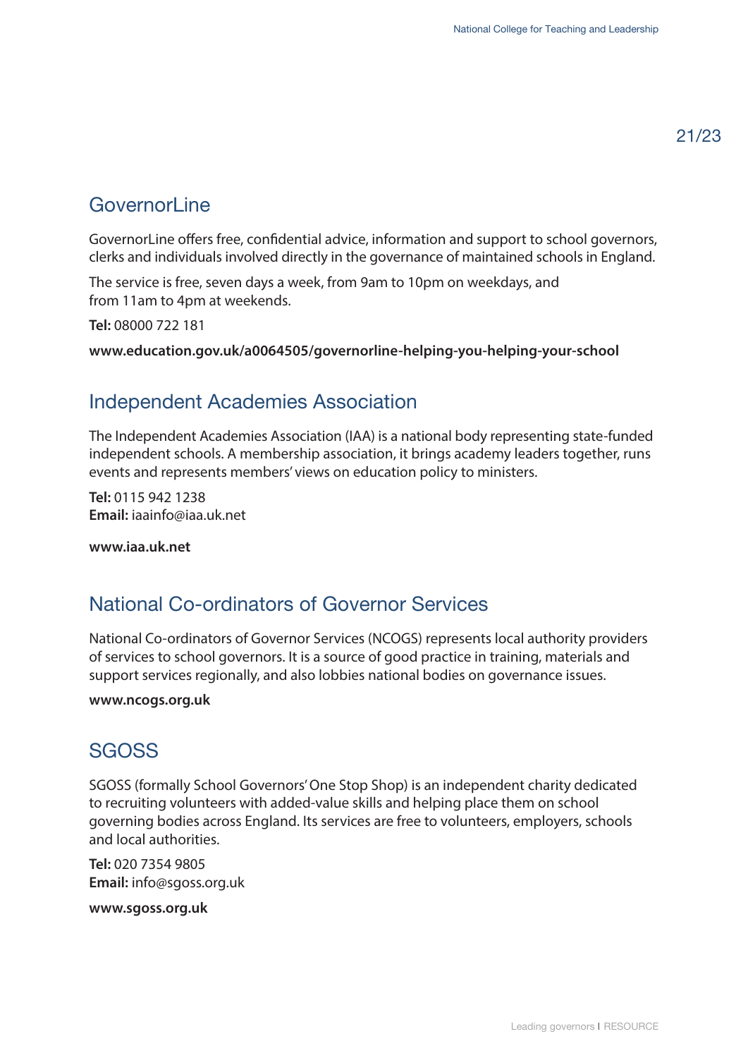## GovernorLine

GovernorLine offers free, confidential advice, information and support to school governors, clerks and individuals involved directly in the governance of maintained schools in England.

The service is free, seven days a week, from 9am to 10pm on weekdays, and from 11am to 4pm at weekends.

**Tel:** 08000 722 181

**www.education.gov.uk/a0064505/governorline-helping-you-helping-your-school**

## Independent Academies Association

The Independent Academies Association (IAA) is a national body representing state-funded independent schools. A membership association, it brings academy leaders together, runs events and represents members' views on education policy to ministers.

**Tel:** 0115 942 1238
**Email:** iaainfo@iaa.uk.net

**www.iaa.uk.net**

## National Co-ordinators of Governor Services

National Co-ordinators of Governor Services (NCOGS) represents local authority providers of services to school governors. It is a source of good practice in training, materials and support services regionally, and also lobbies national bodies on governance issues.

**www.ncogs.org.uk**

## SGOSS

SGOSS (formally School Governors' One Stop Shop) is an independent charity dedicated to recruiting volunteers with added-value skills and helping place them on school governing bodies across England. Its services are free to volunteers, employers, schools and local authorities.

**Tel:** 020 7354 9805
**Email:** info@sgoss.org.uk

**www.sgoss.org.uk**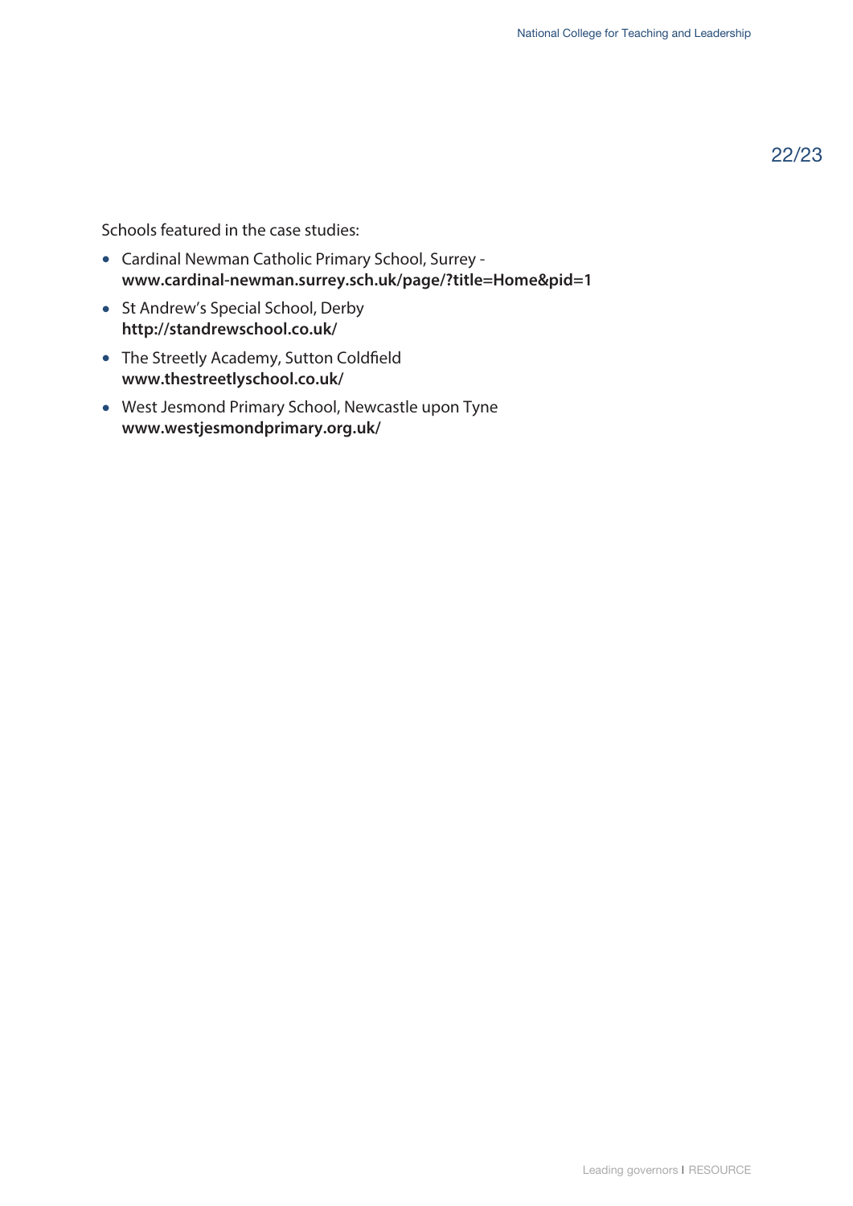Schools featured in the case studies:

- Cardinal Newman Catholic Primary School, Surrey - **www.cardinal-newman.surrey.sch.uk/page/?title=Home&pid=1**
- St Andrew's Special School, Derby **http://standrewschool.co.uk/**
- The Streetly Academy, Sutton Coldfield **www.thestreetlyschool.co.uk/**
- West Jesmond Primary School, Newcastle upon Tyne **www.westjesmondprimary.org.uk/**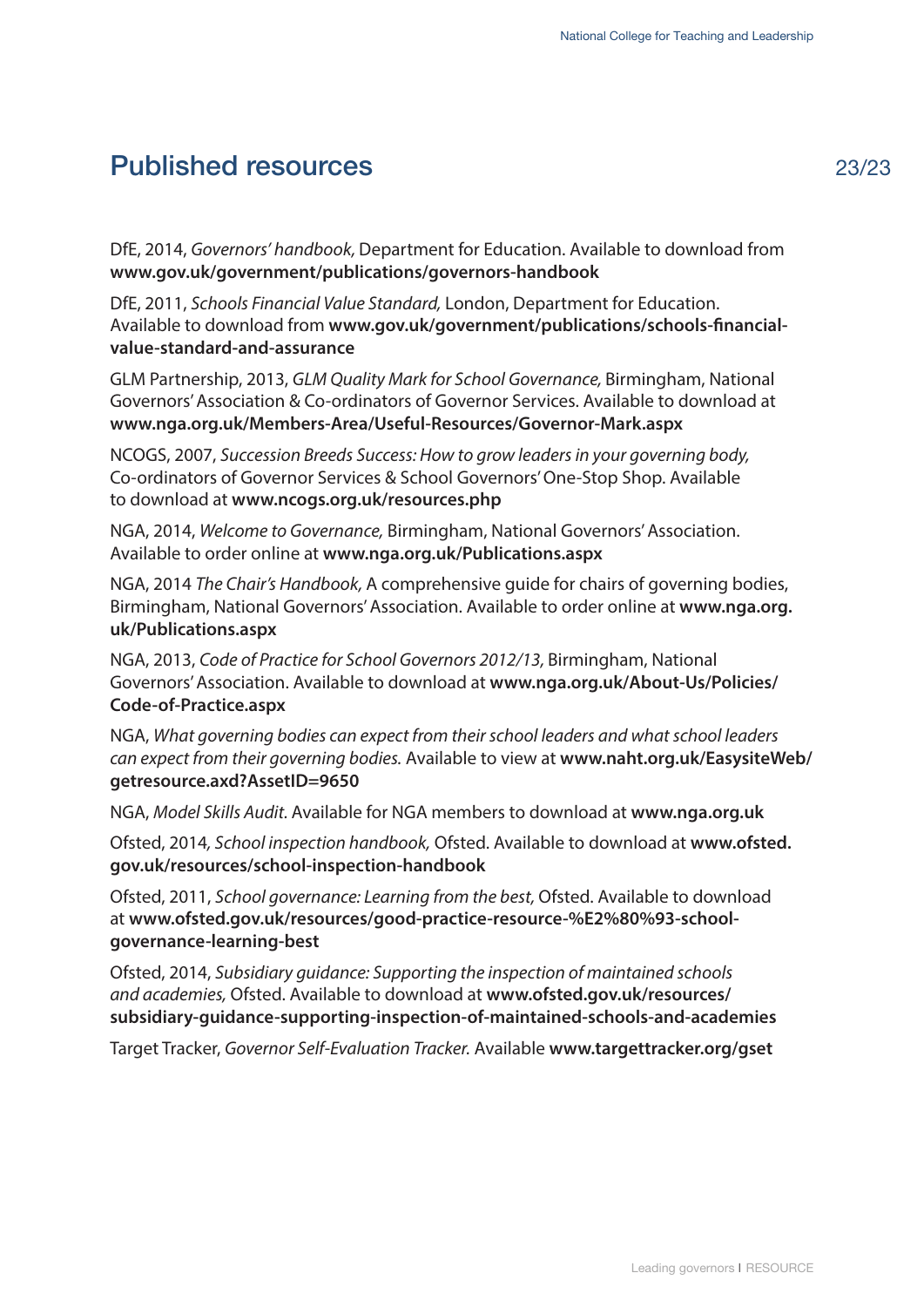# Published resources

DfE, 2014, *Governors' handbook,* Department for Education. Available to download from **www.gov.uk/government/publications/governors-handbook**

DfE, 2011, *Schools Financial Value Standard,* London, Department for Education. Available to download from **www.gov.uk/government/publications/schools-financial-value-standard-and-assurance**

GLM Partnership, 2013, *GLM Quality Mark for School Governance,* Birmingham, National Governors' Association & Co-ordinators of Governor Services. Available to download at **www.nga.org.uk/Members-Area/Useful-Resources/Governor-Mark.aspx**

NCOGS, 2007, *Succession Breeds Success: How to grow leaders in your governing body,* Co-ordinators of Governor Services & School Governors' One-Stop Shop. Available to download at **www.ncogs.org.uk/resources.php**

NGA, 2014, *Welcome to Governance,* Birmingham, National Governors' Association. Available to order online at **www.nga.org.uk/Publications.aspx**

NGA, 2014 *The Chair's Handbook,* A comprehensive guide for chairs of governing bodies, Birmingham, National Governors' Association. Available to order online at **www.nga.org.uk/Publications.aspx**

NGA, 2013, *Code of Practice for School Governors 2012/13,* Birmingham, National Governors' Association. Available to download at **www.nga.org.uk/About-Us/Policies/Code-of-Practice.aspx**

NGA, *What governing bodies can expect from their school leaders and what school leaders can expect from their governing bodies.* Available to view at **www.naht.org.uk/EasysiteWeb/getresource.axd?AssetID=9650**

NGA, *Model Skills Audit.* Available for NGA members to download at **www.nga.org.uk**

Ofsted, 2014, *School inspection handbook,* Ofsted. Available to download at **www.ofsted.gov.uk/resources/school-inspection-handbook**

Ofsted, 2011, *School governance: Learning from the best,* Ofsted. Available to download at **www.ofsted.gov.uk/resources/good-practice-resource-%E2%80%93-school-governance-learning-best**

Ofsted, 2014, *Subsidiary guidance: Supporting the inspection of maintained schools and academies,* Ofsted. Available to download at **www.ofsted.gov.uk/resources/subsidiary-guidance-supporting-inspection-of-maintained-schools-and-academies**

Target Tracker, *Governor Self-Evaluation Tracker.* Available **www.targettracker.org/gset**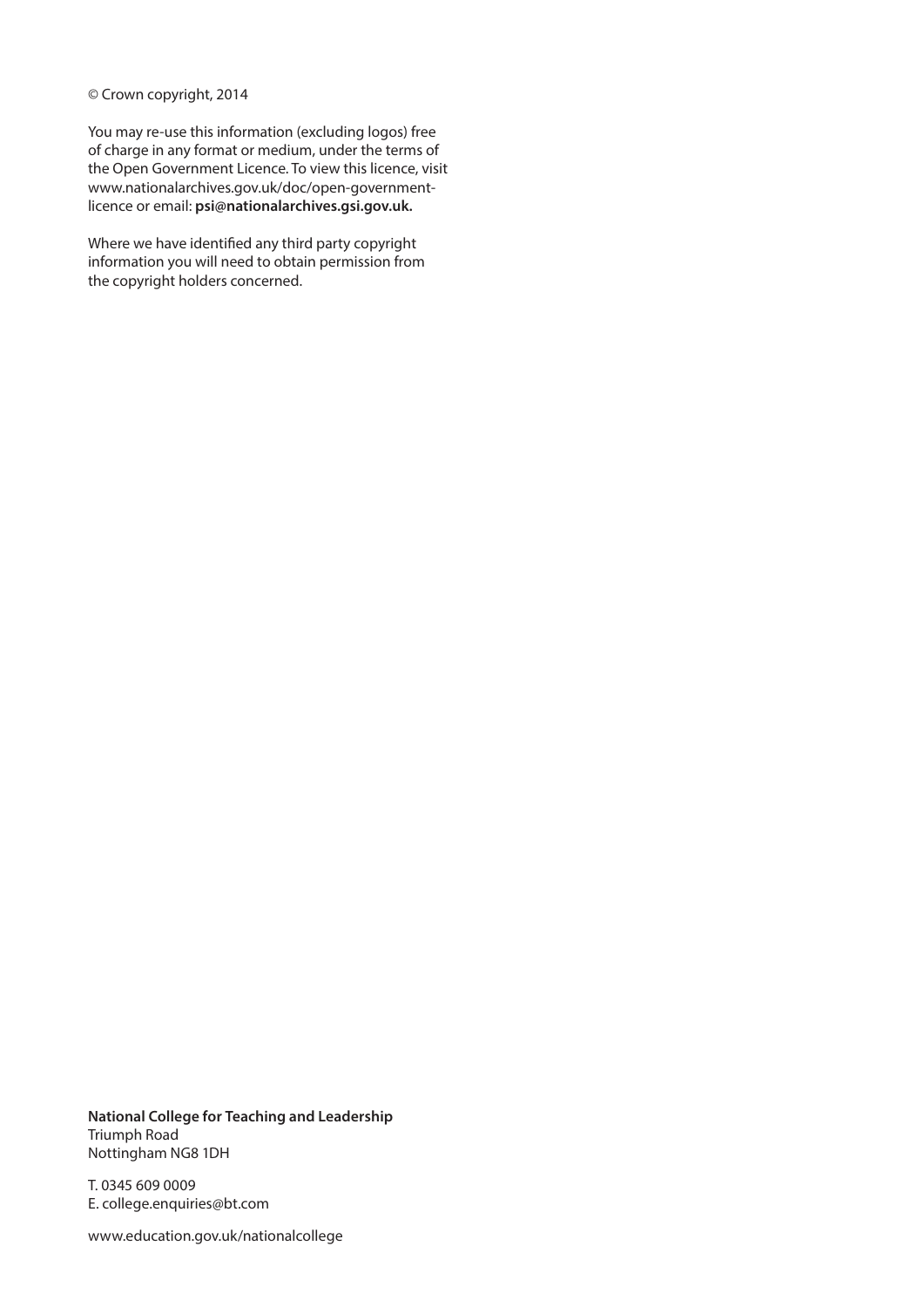© Crown copyright, 2014

You may re-use this information (excluding logos) free of charge in any format or medium, under the terms of the Open Government Licence. To view this licence, visit www.nationalarchives.gov.uk/doc/open-government-licence or email: **psi@nationalarchives.gsi.gov.uk.**

Where we have identified any third party copyright information you will need to obtain permission from the copyright holders concerned.

**National College for Teaching and Leadership**
Triumph Road
Nottingham NG8 1DH

T. 0345 609 0009
E. college.enquiries@bt.com

www.education.gov.uk/nationalcollege